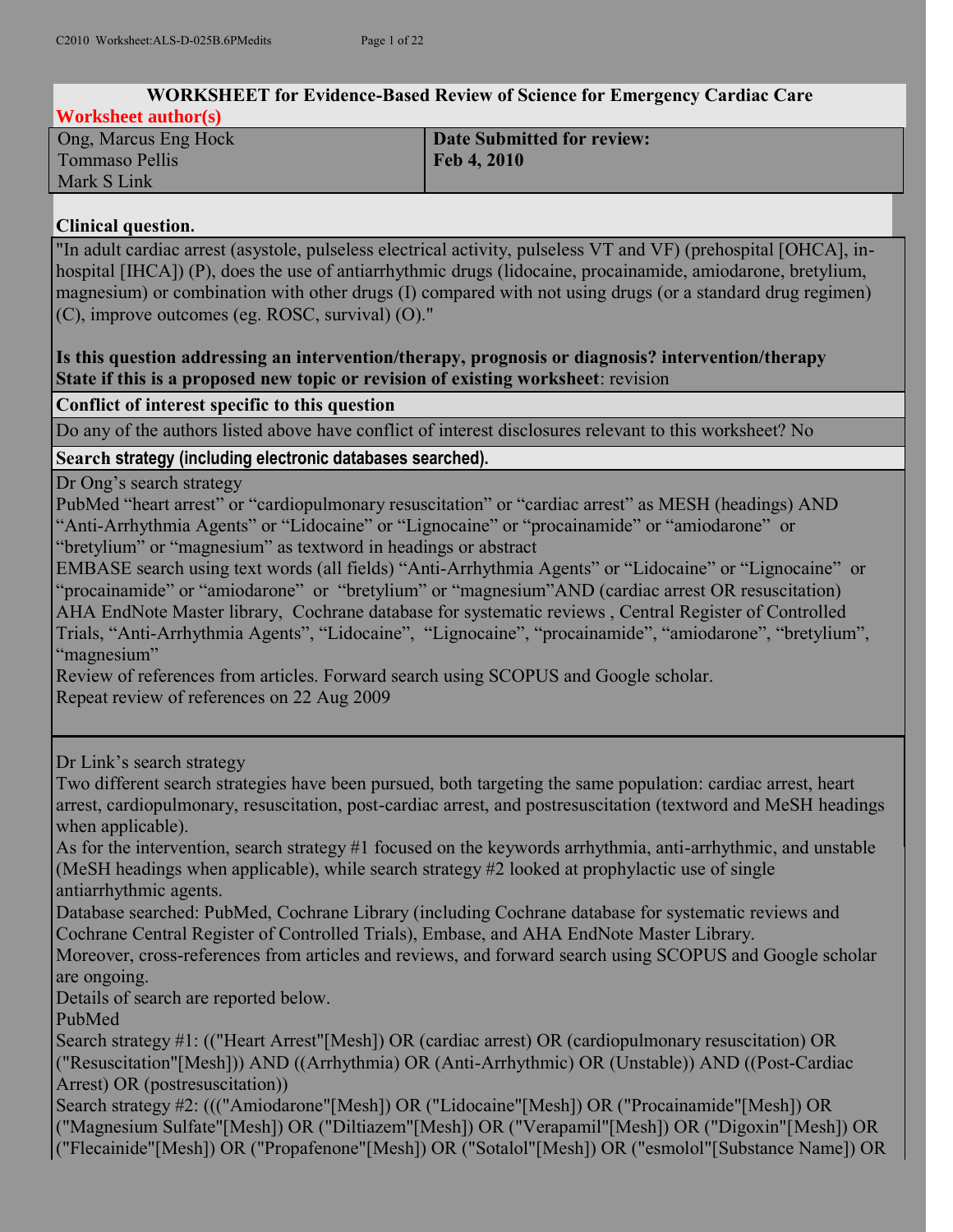# WORKSHEET for Evidence-Based Review of Science for Emergency Cardiac Care

**Worksheet author(s)**

| Ong, Marcus Eng Hock<br>Tommaso Pellis<br>Mark S Link | **Date Submitted for review:**<br>**Feb 4, 2010** |
|---|---|

**Clinical question.**

"In adult cardiac arrest (asystole, pulseless electrical activity, pulseless VT and VF) (prehospital [OHCA], in-hospital [IHCA]) (P), does the use of antiarrhythmic drugs (lidocaine, procainamide, amiodarone, bretylium, magnesium) or combination with other drugs (I) compared with not using drugs (or a standard drug regimen) (C), improve outcomes (eg. ROSC, survival) (O)."

**Is this question addressing an intervention/therapy, prognosis or diagnosis? intervention/therapy**
**State if this is a proposed new topic or revision of existing worksheet**: revision

**Conflict of interest specific to this question**

Do any of the authors listed above have conflict of interest disclosures relevant to this worksheet? No

**Search strategy (including electronic databases searched).**

Dr Ong's search strategy
PubMed "heart arrest" or "cardiopulmonary resuscitation" or "cardiac arrest" as MESH (headings) AND "Anti-Arrhythmia Agents" or "Lidocaine" or "Lignocaine" or "procainamide" or "amiodarone" or "bretylium" or "magnesium" as textword in headings or abstract
EMBASE search using text words (all fields) "Anti-Arrhythmia Agents" or "Lidocaine" or "Lignocaine" or "procainamide" or "amiodarone" or "bretylium" or "magnesium"AND (cardiac arrest OR resuscitation)
AHA EndNote Master library, Cochrane database for systematic reviews , Central Register of Controlled Trials, "Anti-Arrhythmia Agents", "Lidocaine", "Lignocaine", "procainamide", "amiodarone", "bretylium", "magnesium"
Review of references from articles. Forward search using SCOPUS and Google scholar.
Repeat review of references on 22 Aug 2009

Dr Link's search strategy
Two different search strategies have been pursued, both targeting the same population: cardiac arrest, heart arrest, cardiopulmonary, resuscitation, post-cardiac arrest, and postresuscitation (textword and MeSH headings when applicable).
As for the intervention, search strategy #1 focused on the keywords arrhythmia, anti-arrhythmic, and unstable (MeSH headings when applicable), while search strategy #2 looked at prophylactic use of single antiarrhythmic agents.
Database searched: PubMed, Cochrane Library (including Cochrane database for systematic reviews and Cochrane Central Register of Controlled Trials), Embase, and AHA EndNote Master Library.
Moreover, cross-references from articles and reviews, and forward search using SCOPUS and Google scholar are ongoing.
Details of search are reported below.
PubMed
Search strategy #1: (("Heart Arrest"[Mesh]) OR (cardiac arrest) OR (cardiopulmonary resuscitation) OR ("Resuscitation"[Mesh])) AND ((Arrhythmia) OR (Anti-Arrhythmic) OR (Unstable)) AND ((Post-Cardiac Arrest) OR (postresuscitation))
Search strategy #2: ((("Amiodarone"[Mesh]) OR ("Lidocaine"[Mesh]) OR ("Procainamide"[Mesh]) OR ("Magnesium Sulfate"[Mesh]) OR ("Diltiazem"[Mesh]) OR ("Verapamil"[Mesh]) OR ("Digoxin"[Mesh]) OR ("Flecainide"[Mesh]) OR ("Propafenone"[Mesh]) OR ("Sotalol"[Mesh]) OR ("esmolol"[Substance Name]) OR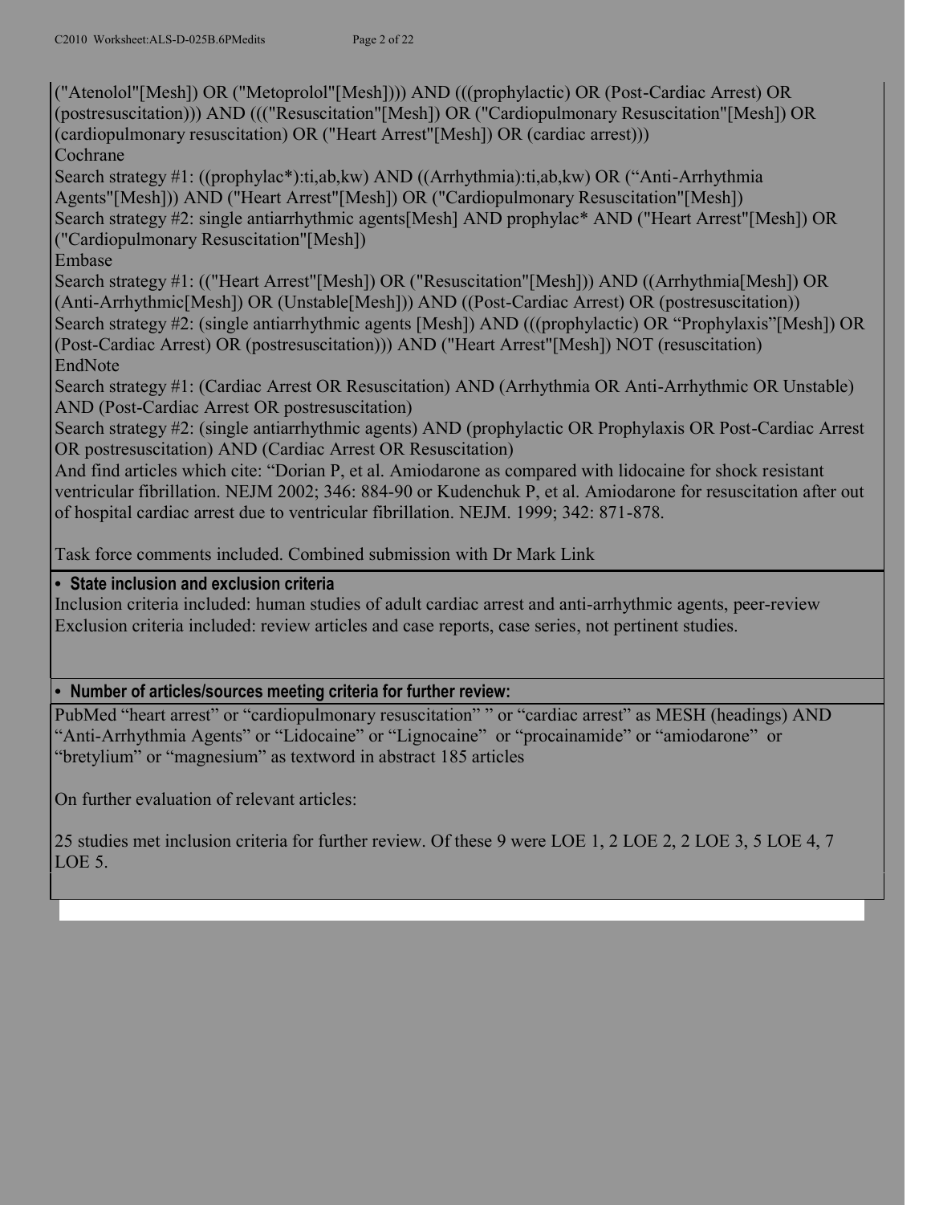("Atenolol"[Mesh]) OR ("Metoprolol"[Mesh]))) AND (((prophylactic) OR (Post-Cardiac Arrest) OR (postresuscitation))) AND ((("Resuscitation"[Mesh]) OR ("Cardiopulmonary Resuscitation"[Mesh]) OR (cardiopulmonary resuscitation) OR ("Heart Arrest"[Mesh]) OR (cardiac arrest)))

Cochrane

Search strategy #1: ((prophylac*):ti,ab,kw) AND ((Arrhythmia):ti,ab,kw) OR ("Anti-Arrhythmia Agents"[Mesh])) AND ("Heart Arrest"[Mesh]) OR ("Cardiopulmonary Resuscitation"[Mesh])

Search strategy #2: single antiarrhythmic agents[Mesh] AND prophylac* AND ("Heart Arrest"[Mesh]) OR ("Cardiopulmonary Resuscitation"[Mesh])

Embase

Search strategy #1: (("Heart Arrest"[Mesh]) OR ("Resuscitation"[Mesh])) AND ((Arrhythmia[Mesh]) OR (Anti-Arrhythmic[Mesh]) OR (Unstable[Mesh])) AND ((Post-Cardiac Arrest) OR (postresuscitation))

Search strategy #2: (single antiarrhythmic agents [Mesh]) AND (((prophylactic) OR "Prophylaxis"[Mesh]) OR (Post-Cardiac Arrest) OR (postresuscitation))) AND ("Heart Arrest"[Mesh]) NOT (resuscitation)

EndNote

Search strategy #1: (Cardiac Arrest OR Resuscitation) AND (Arrhythmia OR Anti-Arrhythmic OR Unstable) AND (Post-Cardiac Arrest OR postresuscitation)

Search strategy #2: (single antiarrhythmic agents) AND (prophylactic OR Prophylaxis OR Post-Cardiac Arrest OR postresuscitation) AND (Cardiac Arrest OR Resuscitation)

And find articles which cite: "Dorian P, et al. Amiodarone as compared with lidocaine for shock resistant ventricular fibrillation. NEJM 2002; 346: 884-90 or Kudenchuk P, et al. Amiodarone for resuscitation after out of hospital cardiac arrest due to ventricular fibrillation. NEJM. 1999; 342: 871-878.

Task force comments included. Combined submission with Dr Mark Link

- **State inclusion and exclusion criteria**

Inclusion criteria included: human studies of adult cardiac arrest and anti-arrhythmic agents, peer-review
Exclusion criteria included: review articles and case reports, case series, not pertinent studies.

- **Number of articles/sources meeting criteria for further review:**

PubMed "heart arrest" or "cardiopulmonary resuscitation" " or "cardiac arrest" as MESH (headings) AND "Anti-Arrhythmia Agents" or "Lidocaine" or "Lignocaine" or "procainamide" or "amiodarone" or "bretylium" or "magnesium" as textword in abstract 185 articles

On further evaluation of relevant articles:

25 studies met inclusion criteria for further review. Of these 9 were LOE 1, 2 LOE 2, 2 LOE 3, 5 LOE 4, 7 LOE 5.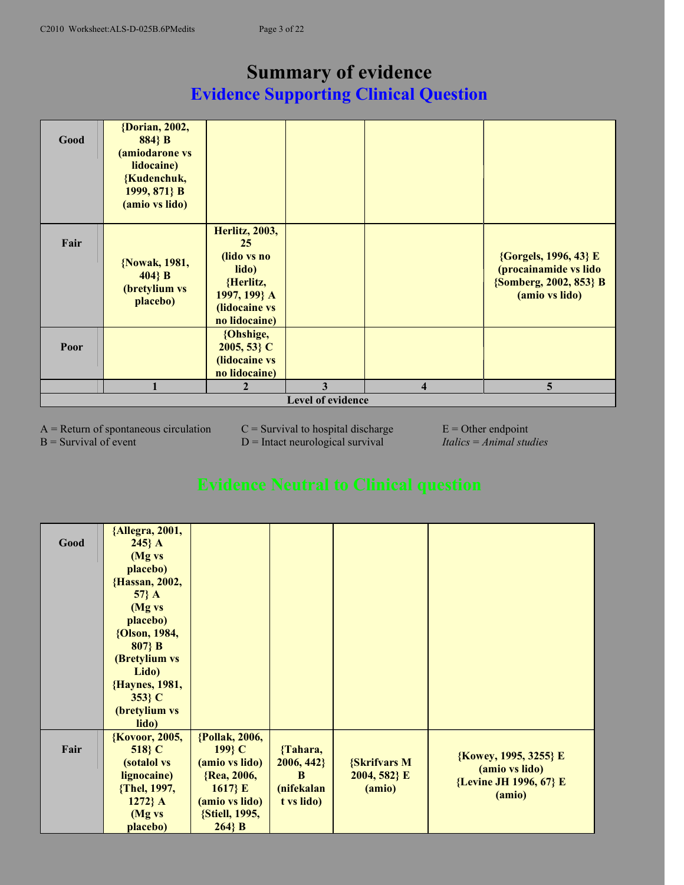# Summary of evidence

## Evidence Supporting Clinical Question

| | 1 | 2 | 3 | 4 | 5 |
|---|---|---|---|---|---|
| **Good** | {Dorian, 2002, 884} B (amiodarone vs lidocaine) {Kudenchuk, 1999, 871} B (amio vs lido) | | | | |
| **Fair** | {Nowak, 1981, 404} B (bretylium vs placebo) | Herlitz, 2003, 25 (lido vs no lido) {Herlitz, 1997, 199} A (lidocaine vs no lidocaine) | | | {Gorgels, 1996, 43} E (procainamide vs lido {Somberg, 2002, 853} B (amio vs lido) |
| **Poor** | | {Ohshige, 2005, 53} C (lidocaine vs no lidocaine) | | | |
| | | | **Level of evidence** | | |

A = Return of spontaneous circulation
B = Survival of event
C = Survival to hospital discharge
D = Intact neurological survival
E = Other endpoint
*Italics = Animal studies*

## Evidence Neutral to Clinical question

| | 1 | 2 | 3 | 4 | 5 |
|---|---|---|---|---|---|
| **Good** | {Allegra, 2001, 245} A (Mg vs placebo) {Hassan, 2002, 57} A (Mg vs placebo) {Olson, 1984, 807} B (Bretylium vs Lido) {Haynes, 1981, 353} C (bretylium vs lido) | | | | |
| **Fair** | {Kovoor, 2005, 518} C (sotalol vs lignocaine) {Thel, 1997, 1272} A (Mg vs placebo) | {Pollak, 2006, 199} C (amio vs lido) {Rea, 2006, 1617} E (amio vs lido) {Stiell, 1995, 264} B | {Tahara, 2006, 442} B (nifekalant vs lido) | {Skrifvars M 2004, 582} E (amio) | {Kowey, 1995, 3255} E (amio vs lido) {Levine JH 1996, 67} E (amio) |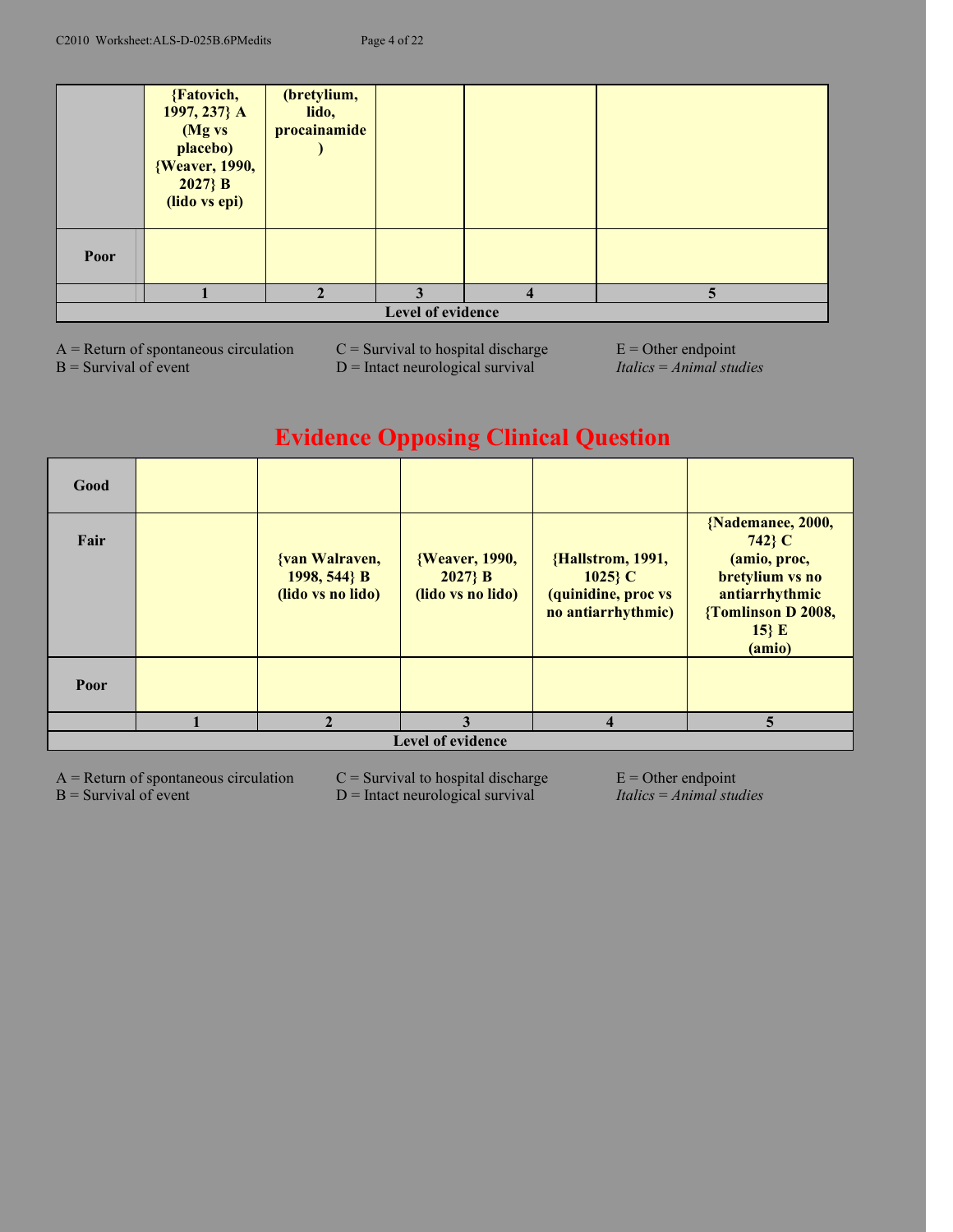| | | | | | |
|---|---|---|---|---|---|
| | {Fatovich, 1997, 237} A (Mg vs placebo) {Weaver, 1990, 2027} B (lido vs epi) | (bretylium, lido, procainamide ) | | | |
| **Poor** | | | | | |
| | **1** | **2** | **3** | **4** | **5** |
| | | | **Level of evidence** | | |

A = Return of spontaneous circulation
B = Survival of event
C = Survival to hospital discharge
D = Intact neurological survival
E = Other endpoint
*Italics = Animal studies*

## Evidence Opposing Clinical Question

| | | | | | |
|---|---|---|---|---|---|
| **Good** | | | | | |
| **Fair** | | {van Walraven, 1998, 544} B (lido vs no lido) | {Weaver, 1990, 2027} B (lido vs no lido) | {Hallstrom, 1991, 1025} C (quinidine, proc vs no antiarrhythmic) | {Nademanee, 2000, 742} C (amio, proc, bretylium vs no antiarrhythmic {Tomlinson D 2008, 15} E (amio) |
| **Poor** | | | | | |
| | **1** | **2** | **3** | **4** | **5** |
| | | | **Level of evidence** | | |

A = Return of spontaneous circulation
B = Survival of event
C = Survival to hospital discharge
D = Intact neurological survival
E = Other endpoint
*Italics = Animal studies*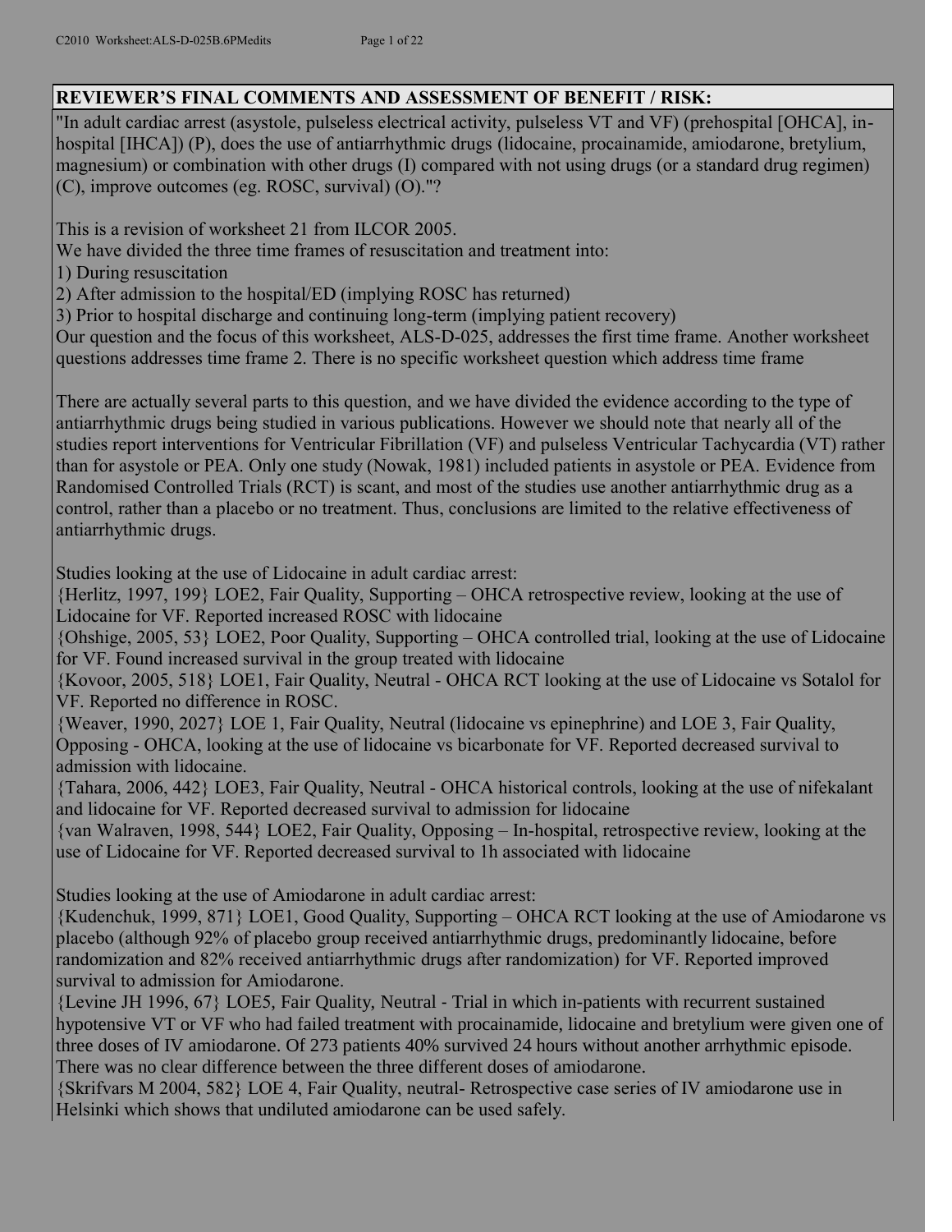## REVIEWER'S FINAL COMMENTS AND ASSESSMENT OF BENEFIT / RISK:

"In adult cardiac arrest (asystole, pulseless electrical activity, pulseless VT and VF) (prehospital [OHCA], in-hospital [IHCA]) (P), does the use of antiarrhythmic drugs (lidocaine, procainamide, amiodarone, bretylium, magnesium) or combination with other drugs (I) compared with not using drugs (or a standard drug regimen) (C), improve outcomes (eg. ROSC, survival) (O)."?

This is a revision of worksheet 21 from ILCOR 2005.

We have divided the three time frames of resuscitation and treatment into:

1) During resuscitation
2) After admission to the hospital/ED (implying ROSC has returned)
3) Prior to hospital discharge and continuing long-term (implying patient recovery)

Our question and the focus of this worksheet, ALS-D-025, addresses the first time frame. Another worksheet questions addresses time frame 2. There is no specific worksheet question which address time frame

There are actually several parts to this question, and we have divided the evidence according to the type of antiarrhythmic drugs being studied in various publications. However we should note that nearly all of the studies report interventions for Ventricular Fibrillation (VF) and pulseless Ventricular Tachycardia (VT) rather than for asystole or PEA. Only one study (Nowak, 1981) included patients in asystole or PEA. Evidence from Randomised Controlled Trials (RCT) is scant, and most of the studies use another antiarrhythmic drug as a control, rather than a placebo or no treatment. Thus, conclusions are limited to the relative effectiveness of antiarrhythmic drugs.

Studies looking at the use of Lidocaine in adult cardiac arrest:

{Herlitz, 1997, 199} LOE2, Fair Quality, Supporting – OHCA retrospective review, looking at the use of Lidocaine for VF. Reported increased ROSC with lidocaine

{Ohshige, 2005, 53} LOE2, Poor Quality, Supporting – OHCA controlled trial, looking at the use of Lidocaine for VF. Found increased survival in the group treated with lidocaine

{Kovoor, 2005, 518} LOE1, Fair Quality, Neutral - OHCA RCT looking at the use of Lidocaine vs Sotalol for VF. Reported no difference in ROSC.

{Weaver, 1990, 2027} LOE 1, Fair Quality, Neutral (lidocaine vs epinephrine) and LOE 3, Fair Quality, Opposing - OHCA, looking at the use of lidocaine vs bicarbonate for VF. Reported decreased survival to admission with lidocaine.

{Tahara, 2006, 442} LOE3, Fair Quality, Neutral - OHCA historical controls, looking at the use of nifekalant and lidocaine for VF. Reported decreased survival to admission for lidocaine

{van Walraven, 1998, 544} LOE2, Fair Quality, Opposing – In-hospital, retrospective review, looking at the use of Lidocaine for VF. Reported decreased survival to 1h associated with lidocaine

Studies looking at the use of Amiodarone in adult cardiac arrest:

{Kudenchuk, 1999, 871} LOE1, Good Quality, Supporting – OHCA RCT looking at the use of Amiodarone vs placebo (although 92% of placebo group received antiarrhythmic drugs, predominantly lidocaine, before randomization and 82% received antiarrhythmic drugs after randomization) for VF. Reported improved survival to admission for Amiodarone.

{Levine JH 1996, 67} LOE5, Fair Quality, Neutral - Trial in which in-patients with recurrent sustained hypotensive VT or VF who had failed treatment with procainamide, lidocaine and bretylium were given one of three doses of IV amiodarone. Of 273 patients 40% survived 24 hours without another arrhythmic episode. There was no clear difference between the three different doses of amiodarone.

{Skrifvars M 2004, 582} LOE 4, Fair Quality, neutral- Retrospective case series of IV amiodarone use in Helsinki which shows that undiluted amiodarone can be used safely.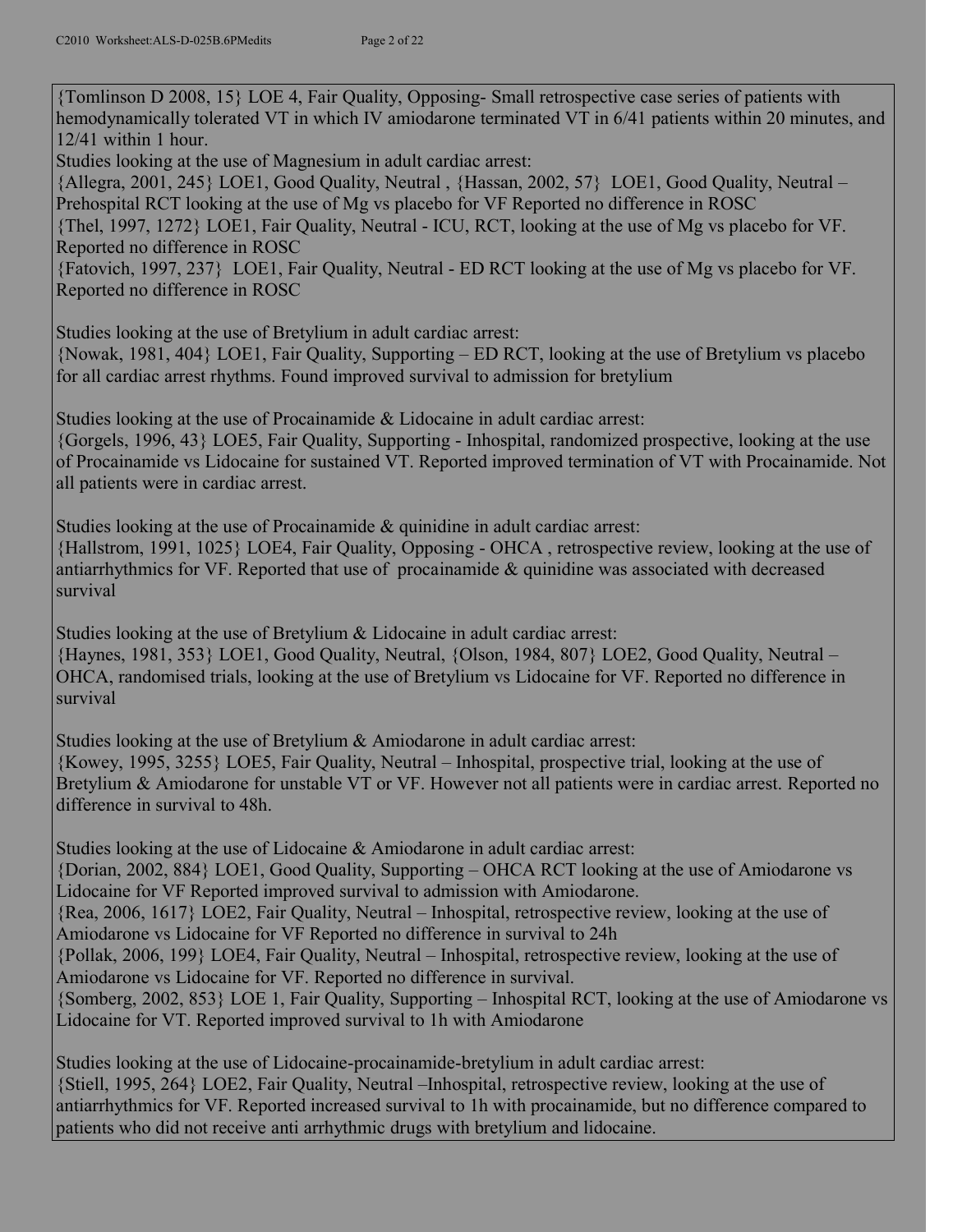{Tomlinson D 2008, 15} LOE 4, Fair Quality, Opposing- Small retrospective case series of patients with hemodynamically tolerated VT in which IV amiodarone terminated VT in 6/41 patients within 20 minutes, and 12/41 within 1 hour.

Studies looking at the use of Magnesium in adult cardiac arrest:

{Allegra, 2001, 245} LOE1, Good Quality, Neutral , {Hassan, 2002, 57} LOE1, Good Quality, Neutral – Prehospital RCT looking at the use of Mg vs placebo for VF Reported no difference in ROSC

{Thel, 1997, 1272} LOE1, Fair Quality, Neutral - ICU, RCT, looking at the use of Mg vs placebo for VF. Reported no difference in ROSC

{Fatovich, 1997, 237} LOE1, Fair Quality, Neutral - ED RCT looking at the use of Mg vs placebo for VF. Reported no difference in ROSC

Studies looking at the use of Bretylium in adult cardiac arrest:

{Nowak, 1981, 404} LOE1, Fair Quality, Supporting – ED RCT, looking at the use of Bretylium vs placebo for all cardiac arrest rhythms. Found improved survival to admission for bretylium

Studies looking at the use of Procainamide & Lidocaine in adult cardiac arrest:

{Gorgels, 1996, 43} LOE5, Fair Quality, Supporting - Inhospital, randomized prospective, looking at the use of Procainamide vs Lidocaine for sustained VT. Reported improved termination of VT with Procainamide. Not all patients were in cardiac arrest.

Studies looking at the use of Procainamide & quinidine in adult cardiac arrest:

{Hallstrom, 1991, 1025} LOE4, Fair Quality, Opposing - OHCA , retrospective review, looking at the use of antiarrhythmics for VF. Reported that use of procainamide & quinidine was associated with decreased survival

Studies looking at the use of Bretylium & Lidocaine in adult cardiac arrest:

{Haynes, 1981, 353} LOE1, Good Quality, Neutral, {Olson, 1984, 807} LOE2, Good Quality, Neutral – OHCA, randomised trials, looking at the use of Bretylium vs Lidocaine for VF. Reported no difference in survival

Studies looking at the use of Bretylium & Amiodarone in adult cardiac arrest:

{Kowey, 1995, 3255} LOE5, Fair Quality, Neutral – Inhospital, prospective trial, looking at the use of Bretylium & Amiodarone for unstable VT or VF. However not all patients were in cardiac arrest. Reported no difference in survival to 48h.

Studies looking at the use of Lidocaine & Amiodarone in adult cardiac arrest:

{Dorian, 2002, 884} LOE1, Good Quality, Supporting – OHCA RCT looking at the use of Amiodarone vs Lidocaine for VF Reported improved survival to admission with Amiodarone.

{Rea, 2006, 1617} LOE2, Fair Quality, Neutral – Inhospital, retrospective review, looking at the use of Amiodarone vs Lidocaine for VF Reported no difference in survival to 24h

{Pollak, 2006, 199} LOE4, Fair Quality, Neutral – Inhospital, retrospective review, looking at the use of Amiodarone vs Lidocaine for VF. Reported no difference in survival.

{Somberg, 2002, 853} LOE 1, Fair Quality, Supporting – Inhospital RCT, looking at the use of Amiodarone vs Lidocaine for VT. Reported improved survival to 1h with Amiodarone

Studies looking at the use of Lidocaine-procainamide-bretylium in adult cardiac arrest:

{Stiell, 1995, 264} LOE2, Fair Quality, Neutral –Inhospital, retrospective review, looking at the use of antiarrhythmics for VF. Reported increased survival to 1h with procainamide, but no difference compared to patients who did not receive anti arrhythmic drugs with bretylium and lidocaine.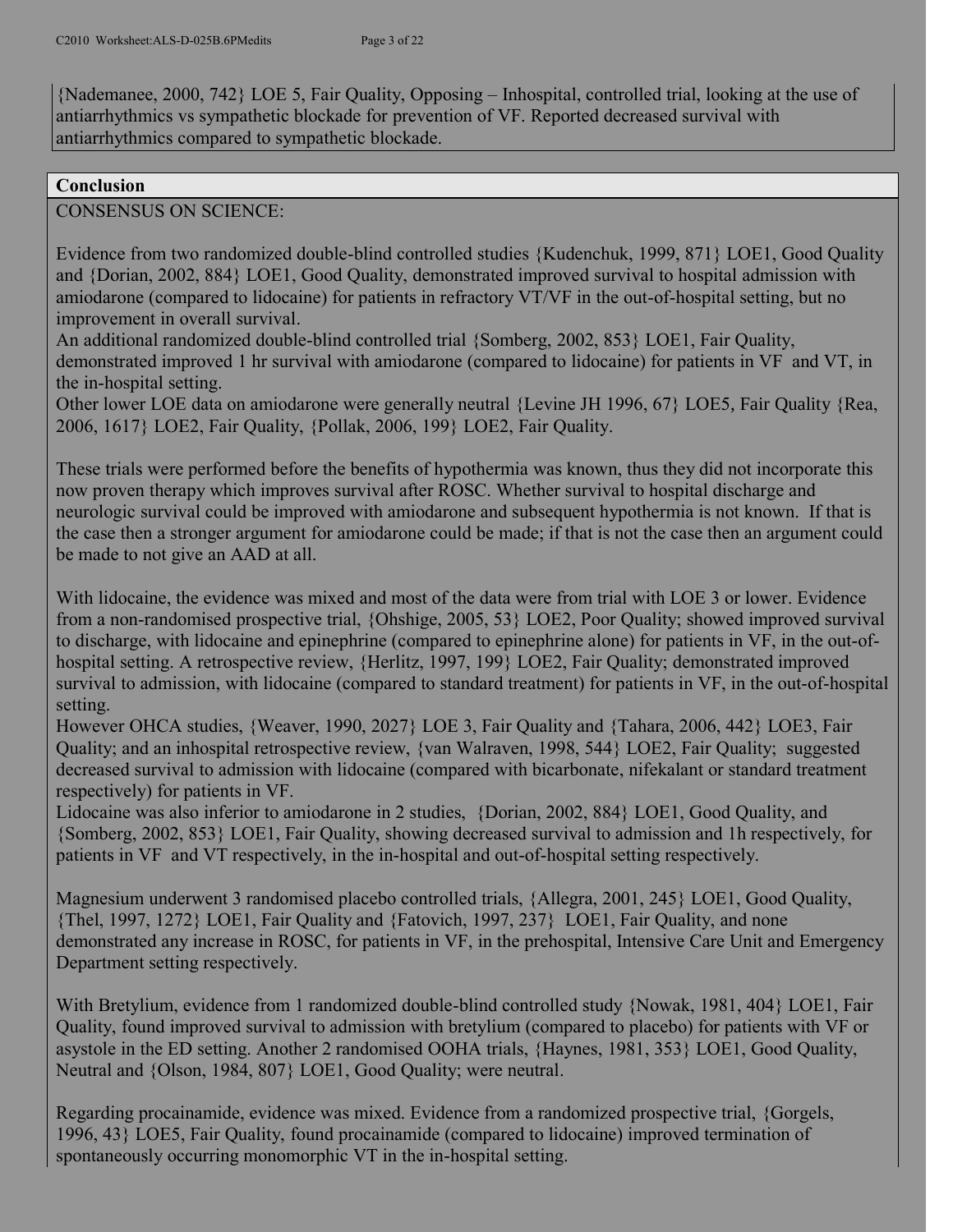{Nademanee, 2000, 742} LOE 5, Fair Quality, Opposing – Inhospital, controlled trial, looking at the use of antiarrhythmics vs sympathetic blockade for prevention of VF. Reported decreased survival with antiarrhythmics compared to sympathetic blockade.

**Conclusion**

CONSENSUS ON SCIENCE:

Evidence from two randomized double-blind controlled studies {Kudenchuk, 1999, 871} LOE1, Good Quality and {Dorian, 2002, 884} LOE1, Good Quality, demonstrated improved survival to hospital admission with amiodarone (compared to lidocaine) for patients in refractory VT/VF in the out-of-hospital setting, but no improvement in overall survival.
An additional randomized double-blind controlled trial {Somberg, 2002, 853} LOE1, Fair Quality, demonstrated improved 1 hr survival with amiodarone (compared to lidocaine) for patients in VF and VT, in the in-hospital setting.
Other lower LOE data on amiodarone were generally neutral {Levine JH 1996, 67} LOE5, Fair Quality {Rea, 2006, 1617} LOE2, Fair Quality, {Pollak, 2006, 199} LOE2, Fair Quality.

These trials were performed before the benefits of hypothermia was known, thus they did not incorporate this now proven therapy which improves survival after ROSC. Whether survival to hospital discharge and neurologic survival could be improved with amiodarone and subsequent hypothermia is not known. If that is the case then a stronger argument for amiodarone could be made; if that is not the case then an argument could be made to not give an AAD at all.

With lidocaine, the evidence was mixed and most of the data were from trial with LOE 3 or lower. Evidence from a non-randomised prospective trial, {Ohshige, 2005, 53} LOE2, Poor Quality; showed improved survival to discharge, with lidocaine and epinephrine (compared to epinephrine alone) for patients in VF, in the out-of-hospital setting. A retrospective review, {Herlitz, 1997, 199} LOE2, Fair Quality; demonstrated improved survival to admission, with lidocaine (compared to standard treatment) for patients in VF, in the out-of-hospital setting.
However OHCA studies, {Weaver, 1990, 2027} LOE 3, Fair Quality and {Tahara, 2006, 442} LOE3, Fair Quality; and an inhospital retrospective review, {van Walraven, 1998, 544} LOE2, Fair Quality; suggested decreased survival to admission with lidocaine (compared with bicarbonate, nifekalant or standard treatment respectively) for patients in VF.
Lidocaine was also inferior to amiodarone in 2 studies, {Dorian, 2002, 884} LOE1, Good Quality, and {Somberg, 2002, 853} LOE1, Fair Quality, showing decreased survival to admission and 1h respectively, for patients in VF and VT respectively, in the in-hospital and out-of-hospital setting respectively.

Magnesium underwent 3 randomised placebo controlled trials, {Allegra, 2001, 245} LOE1, Good Quality, {Thel, 1997, 1272} LOE1, Fair Quality and {Fatovich, 1997, 237} LOE1, Fair Quality, and none demonstrated any increase in ROSC, for patients in VF, in the prehospital, Intensive Care Unit and Emergency Department setting respectively.

With Bretylium, evidence from 1 randomized double-blind controlled study {Nowak, 1981, 404} LOE1, Fair Quality, found improved survival to admission with bretylium (compared to placebo) for patients with VF or asystole in the ED setting. Another 2 randomised OOHA trials, {Haynes, 1981, 353} LOE1, Good Quality, Neutral and {Olson, 1984, 807} LOE1, Good Quality; were neutral.

Regarding procainamide, evidence was mixed. Evidence from a randomized prospective trial, {Gorgels, 1996, 43} LOE5, Fair Quality, found procainamide (compared to lidocaine) improved termination of spontaneously occurring monomorphic VT in the in-hospital setting.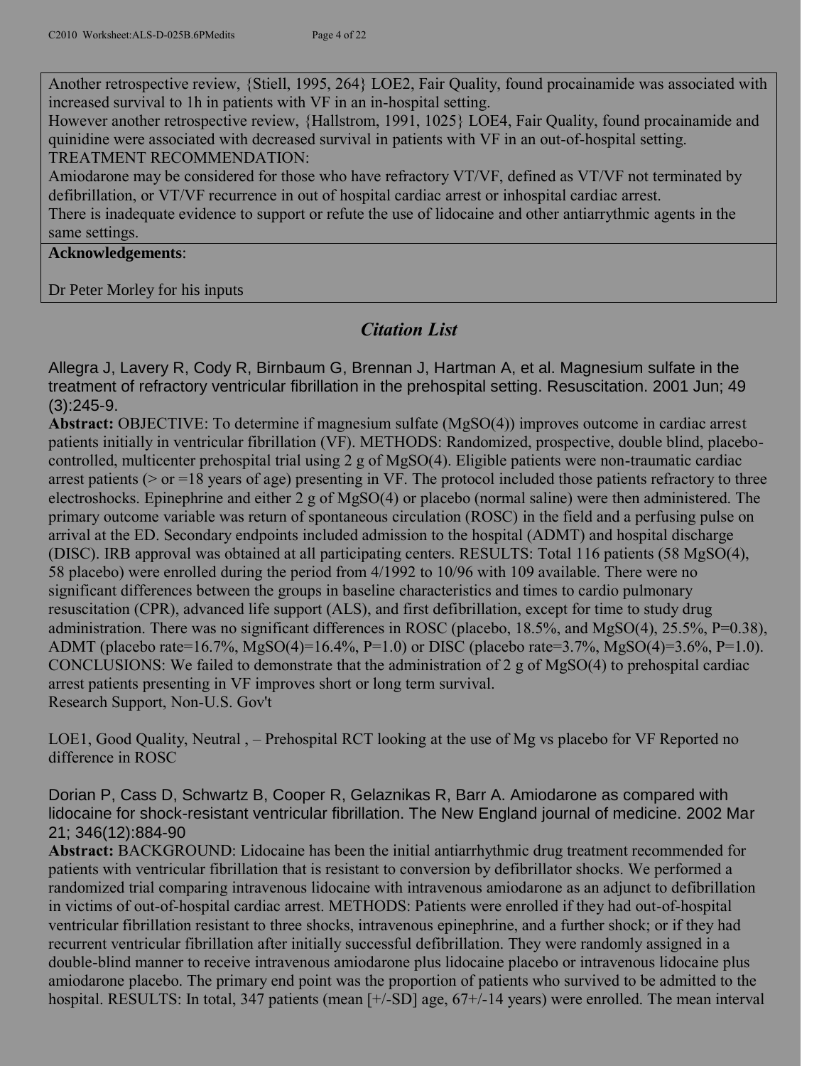Another retrospective review, {Stiell, 1995, 264} LOE2, Fair Quality, found procainamide was associated with increased survival to 1h in patients with VF in an in-hospital setting.
However another retrospective review, {Hallstrom, 1991, 1025} LOE4, Fair Quality, found procainamide and quinidine were associated with decreased survival in patients with VF in an out-of-hospital setting.
TREATMENT RECOMMENDATION:
Amiodarone may be considered for those who have refractory VT/VF, defined as VT/VF not terminated by defibrillation, or VT/VF recurrence in out of hospital cardiac arrest or inhospital cardiac arrest.
There is inadequate evidence to support or refute the use of lidocaine and other antiarrythmic agents in the same settings.

**Acknowledgements**:

Dr Peter Morley for his inputs

## *Citation List*

Allegra J, Lavery R, Cody R, Birnbaum G, Brennan J, Hartman A, et al. Magnesium sulfate in the treatment of refractory ventricular fibrillation in the prehospital setting. Resuscitation. 2001 Jun; 49 (3):245-9.

**Abstract:** OBJECTIVE: To determine if magnesium sulfate ($MgSO_{4}$) improves outcome in cardiac arrest patients initially in ventricular fibrillation (VF). METHODS: Randomized, prospective, double blind, placebo-controlled, multicenter prehospital trial using 2 g of $MgSO_{4}$. Eligible patients were non-traumatic cardiac arrest patients (> or =18 years of age) presenting in VF. The protocol included those patients refractory to three electroshocks. Epinephrine and either 2 g of $MgSO_{4}$ or placebo (normal saline) were then administered. The primary outcome variable was return of spontaneous circulation (ROSC) in the field and a perfusing pulse on arrival at the ED. Secondary endpoints included admission to the hospital (ADMT) and hospital discharge (DISC). IRB approval was obtained at all participating centers. RESULTS: Total 116 patients (58 $MgSO_{4}$, 58 placebo) were enrolled during the period from 4/1992 to 10/96 with 109 available. There were no significant differences between the groups in baseline characteristics and times to cardio pulmonary resuscitation (CPR), advanced life support (ALS), and first defibrillation, except for time to study drug administration. There was no significant differences in ROSC (placebo, 18.5%, and $MgSO_{4}$, 25.5%, P=0.38), ADMT (placebo rate=16.7%, $MgSO_{4}$=16.4%, P=1.0) or DISC (placebo rate=3.7%, $MgSO_{4}$=3.6%, P=1.0). CONCLUSIONS: We failed to demonstrate that the administration of 2 g of $MgSO_{4}$ to prehospital cardiac arrest patients presenting in VF improves short or long term survival.
Research Support, Non-U.S. Gov't

LOE1, Good Quality, Neutral , – Prehospital RCT looking at the use of Mg vs placebo for VF Reported no difference in ROSC

Dorian P, Cass D, Schwartz B, Cooper R, Gelaznikas R, Barr A. Amiodarone as compared with lidocaine for shock-resistant ventricular fibrillation. The New England journal of medicine. 2002 Mar 21; 346(12):884-90

**Abstract:** BACKGROUND: Lidocaine has been the initial antiarrhythmic drug treatment recommended for patients with ventricular fibrillation that is resistant to conversion by defibrillator shocks. We performed a randomized trial comparing intravenous lidocaine with intravenous amiodarone as an adjunct to defibrillation in victims of out-of-hospital cardiac arrest. METHODS: Patients were enrolled if they had out-of-hospital ventricular fibrillation resistant to three shocks, intravenous epinephrine, and a further shock; or if they had recurrent ventricular fibrillation after initially successful defibrillation. They were randomly assigned in a double-blind manner to receive intravenous amiodarone plus lidocaine placebo or intravenous lidocaine plus amiodarone placebo. The primary end point was the proportion of patients who survived to be admitted to the hospital. RESULTS: In total, 347 patients (mean [+/-SD] age, 67+/-14 years) were enrolled. The mean interval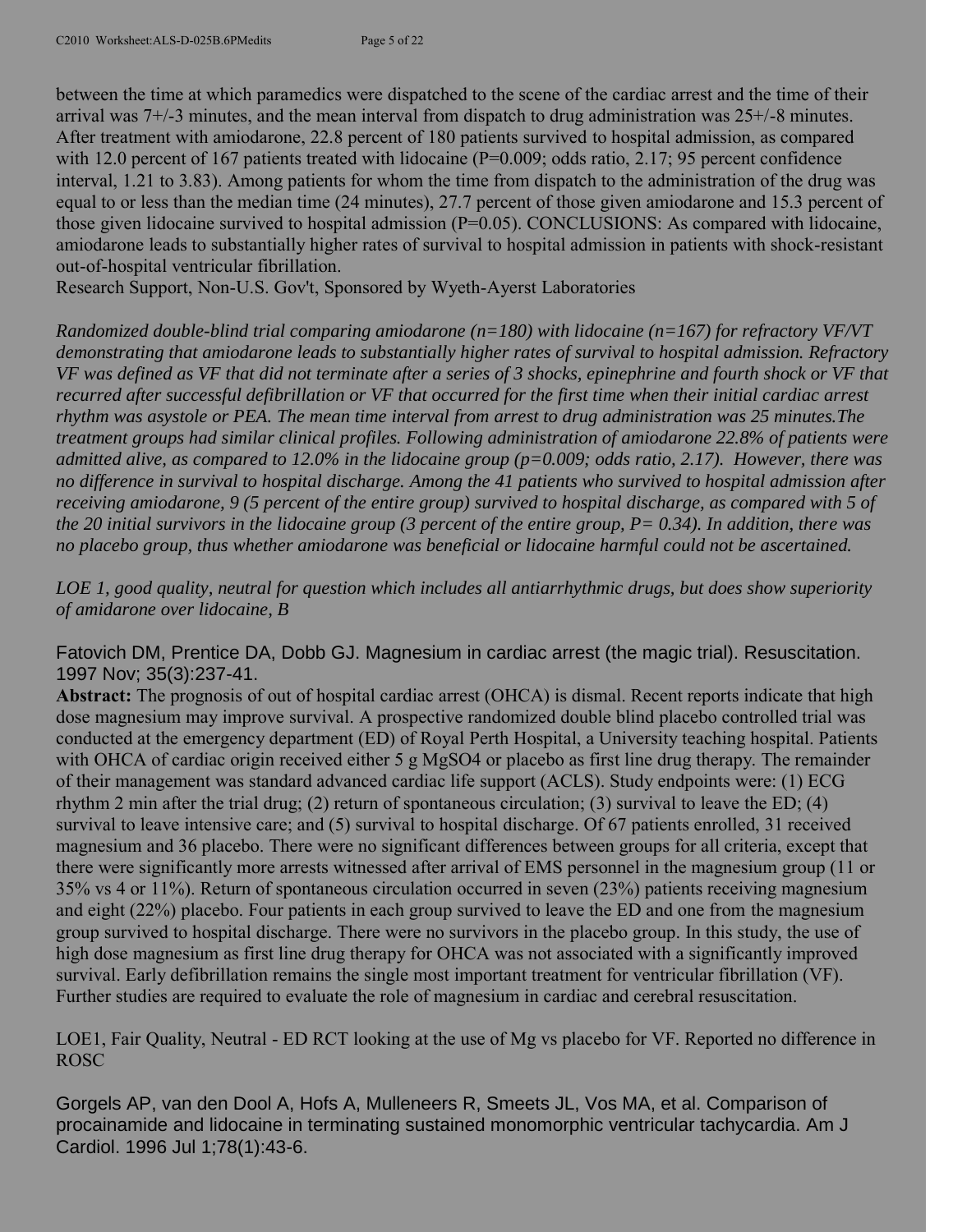between the time at which paramedics were dispatched to the scene of the cardiac arrest and the time of their arrival was 7+/-3 minutes, and the mean interval from dispatch to drug administration was 25+/-8 minutes. After treatment with amiodarone, 22.8 percent of 180 patients survived to hospital admission, as compared with 12.0 percent of 167 patients treated with lidocaine (P=0.009; odds ratio, 2.17; 95 percent confidence interval, 1.21 to 3.83). Among patients for whom the time from dispatch to the administration of the drug was equal to or less than the median time (24 minutes), 27.7 percent of those given amiodarone and 15.3 percent of those given lidocaine survived to hospital admission (P=0.05). CONCLUSIONS: As compared with lidocaine, amiodarone leads to substantially higher rates of survival to hospital admission in patients with shock-resistant out-of-hospital ventricular fibrillation.
Research Support, Non-U.S. Gov't, Sponsored by Wyeth-Ayerst Laboratories

*Randomized double-blind trial comparing amiodarone (n=180) with lidocaine (n=167) for refractory VF/VT demonstrating that amiodarone leads to substantially higher rates of survival to hospital admission. Refractory VF was defined as VF that did not terminate after a series of 3 shocks, epinephrine and fourth shock or VF that recurred after successful defibrillation or VF that occurred for the first time when their initial cardiac arrest rhythm was asystole or PEA. The mean time interval from arrest to drug administration was 25 minutes.The treatment groups had similar clinical profiles. Following administration of amiodarone 22.8% of patients were admitted alive, as compared to 12.0% in the lidocaine group (p=0.009; odds ratio, 2.17). However, there was no difference in survival to hospital discharge. Among the 41 patients who survived to hospital admission after receiving amiodarone, 9 (5 percent of the entire group) survived to hospital discharge, as compared with 5 of the 20 initial survivors in the lidocaine group (3 percent of the entire group, P= 0.34). In addition, there was no placebo group, thus whether amiodarone was beneficial or lidocaine harmful could not be ascertained.*

*LOE 1, good quality, neutral for question which includes all antiarrhythmic drugs, but does show superiority of amidarone over lidocaine, B*

Fatovich DM, Prentice DA, Dobb GJ. Magnesium in cardiac arrest (the magic trial). Resuscitation. 1997 Nov; 35(3):237-41.

**Abstract:** The prognosis of out of hospital cardiac arrest (OHCA) is dismal. Recent reports indicate that high dose magnesium may improve survival. A prospective randomized double blind placebo controlled trial was conducted at the emergency department (ED) of Royal Perth Hospital, a University teaching hospital. Patients with OHCA of cardiac origin received either 5 g $MgSO_4$ or placebo as first line drug therapy. The remainder of their management was standard advanced cardiac life support (ACLS). Study endpoints were: (1) ECG rhythm 2 min after the trial drug; (2) return of spontaneous circulation; (3) survival to leave the ED; (4) survival to leave intensive care; and (5) survival to hospital discharge. Of 67 patients enrolled, 31 received magnesium and 36 placebo. There were no significant differences between groups for all criteria, except that there were significantly more arrests witnessed after arrival of EMS personnel in the magnesium group (11 or 35% vs 4 or 11%). Return of spontaneous circulation occurred in seven (23%) patients receiving magnesium and eight (22%) placebo. Four patients in each group survived to leave the ED and one from the magnesium group survived to hospital discharge. There were no survivors in the placebo group. In this study, the use of high dose magnesium as first line drug therapy for OHCA was not associated with a significantly improved survival. Early defibrillation remains the single most important treatment for ventricular fibrillation (VF). Further studies are required to evaluate the role of magnesium in cardiac and cerebral resuscitation.

LOE1, Fair Quality, Neutral - ED RCT looking at the use of Mg vs placebo for VF. Reported no difference in ROSC

Gorgels AP, van den Dool A, Hofs A, Mulleneers R, Smeets JL, Vos MA, et al. Comparison of procainamide and lidocaine in terminating sustained monomorphic ventricular tachycardia. Am J Cardiol. 1996 Jul 1;78(1):43-6.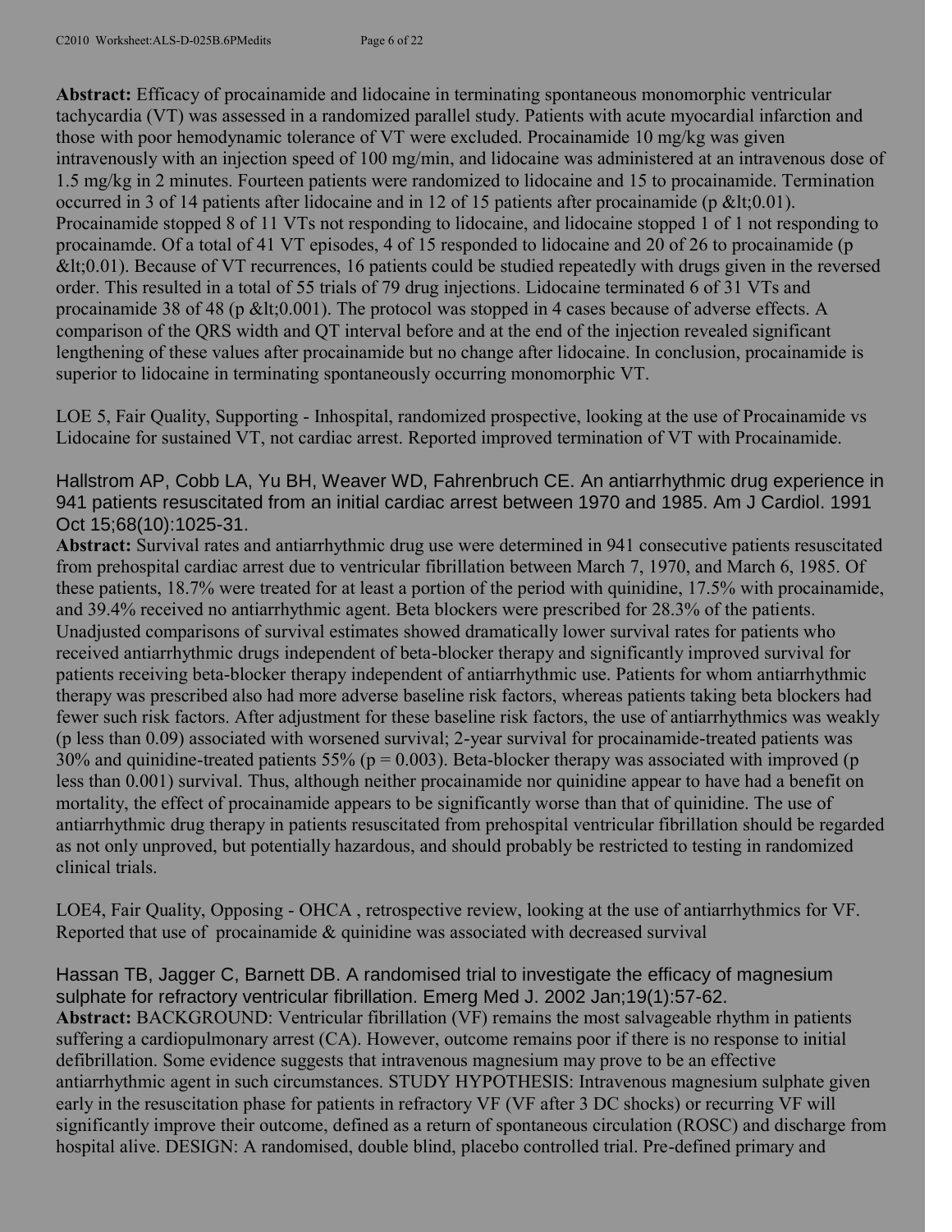**Abstract:** Efficacy of procainamide and lidocaine in terminating spontaneous monomorphic ventricular tachycardia (VT) was assessed in a randomized parallel study. Patients with acute myocardial infarction and those with poor hemodynamic tolerance of VT were excluded. Procainamide 10 mg/kg was given intravenously with an injection speed of 100 mg/min, and lidocaine was administered at an intravenous dose of 1.5 mg/kg in 2 minutes. Fourteen patients were randomized to lidocaine and 15 to procainamide. Termination occurred in 3 of 14 patients after lidocaine and in 12 of 15 patients after procainamide (p &lt;0.01). Procainamide stopped 8 of 11 VTs not responding to lidocaine, and lidocaine stopped 1 of 1 not responding to procainamde. Of a total of 41 VT episodes, 4 of 15 responded to lidocaine and 20 of 26 to procainamide (p &lt;0.01). Because of VT recurrences, 16 patients could be studied repeatedly with drugs given in the reversed order. This resulted in a total of 55 trials of 79 drug injections. Lidocaine terminated 6 of 31 VTs and procainamide 38 of 48 (p &lt;0.001). The protocol was stopped in 4 cases because of adverse effects. A comparison of the QRS width and QT interval before and at the end of the injection revealed significant lengthening of these values after procainamide but no change after lidocaine. In conclusion, procainamide is superior to lidocaine in terminating spontaneously occurring monomorphic VT.

LOE 5, Fair Quality, Supporting - Inhospital, randomized prospective, looking at the use of Procainamide vs Lidocaine for sustained VT, not cardiac arrest. Reported improved termination of VT with Procainamide.

Hallstrom AP, Cobb LA, Yu BH, Weaver WD, Fahrenbruch CE. An antiarrhythmic drug experience in 941 patients resuscitated from an initial cardiac arrest between 1970 and 1985. Am J Cardiol. 1991 Oct 15;68(10):1025-31.

**Abstract:** Survival rates and antiarrhythmic drug use were determined in 941 consecutive patients resuscitated from prehospital cardiac arrest due to ventricular fibrillation between March 7, 1970, and March 6, 1985. Of these patients, 18.7% were treated for at least a portion of the period with quinidine, 17.5% with procainamide, and 39.4% received no antiarrhythmic agent. Beta blockers were prescribed for 28.3% of the patients. Unadjusted comparisons of survival estimates showed dramatically lower survival rates for patients who received antiarrhythmic drugs independent of beta-blocker therapy and significantly improved survival for patients receiving beta-blocker therapy independent of antiarrhythmic use. Patients for whom antiarrhythmic therapy was prescribed also had more adverse baseline risk factors, whereas patients taking beta blockers had fewer such risk factors. After adjustment for these baseline risk factors, the use of antiarrhythmics was weakly (p less than 0.09) associated with worsened survival; 2-year survival for procainamide-treated patients was 30% and quinidine-treated patients 55% ($p = 0.003$). Beta-blocker therapy was associated with improved (p less than 0.001) survival. Thus, although neither procainamide nor quinidine appear to have had a benefit on mortality, the effect of procainamide appears to be significantly worse than that of quinidine. The use of antiarrhythmic drug therapy in patients resuscitated from prehospital ventricular fibrillation should be regarded as not only unproved, but potentially hazardous, and should probably be restricted to testing in randomized clinical trials.

LOE4, Fair Quality, Opposing - OHCA , retrospective review, looking at the use of antiarrhythmics for VF. Reported that use of procainamide & quinidine was associated with decreased survival

Hassan TB, Jagger C, Barnett DB. A randomised trial to investigate the efficacy of magnesium sulphate for refractory ventricular fibrillation. Emerg Med J. 2002 Jan;19(1):57-62.

**Abstract:** BACKGROUND: Ventricular fibrillation (VF) remains the most salvageable rhythm in patients suffering a cardiopulmonary arrest (CA). However, outcome remains poor if there is no response to initial defibrillation. Some evidence suggests that intravenous magnesium may prove to be an effective antiarrhythmic agent in such circumstances. STUDY HYPOTHESIS: Intravenous magnesium sulphate given early in the resuscitation phase for patients in refractory VF (VF after 3 DC shocks) or recurring VF will significantly improve their outcome, defined as a return of spontaneous circulation (ROSC) and discharge from hospital alive. DESIGN: A randomised, double blind, placebo controlled trial. Pre-defined primary and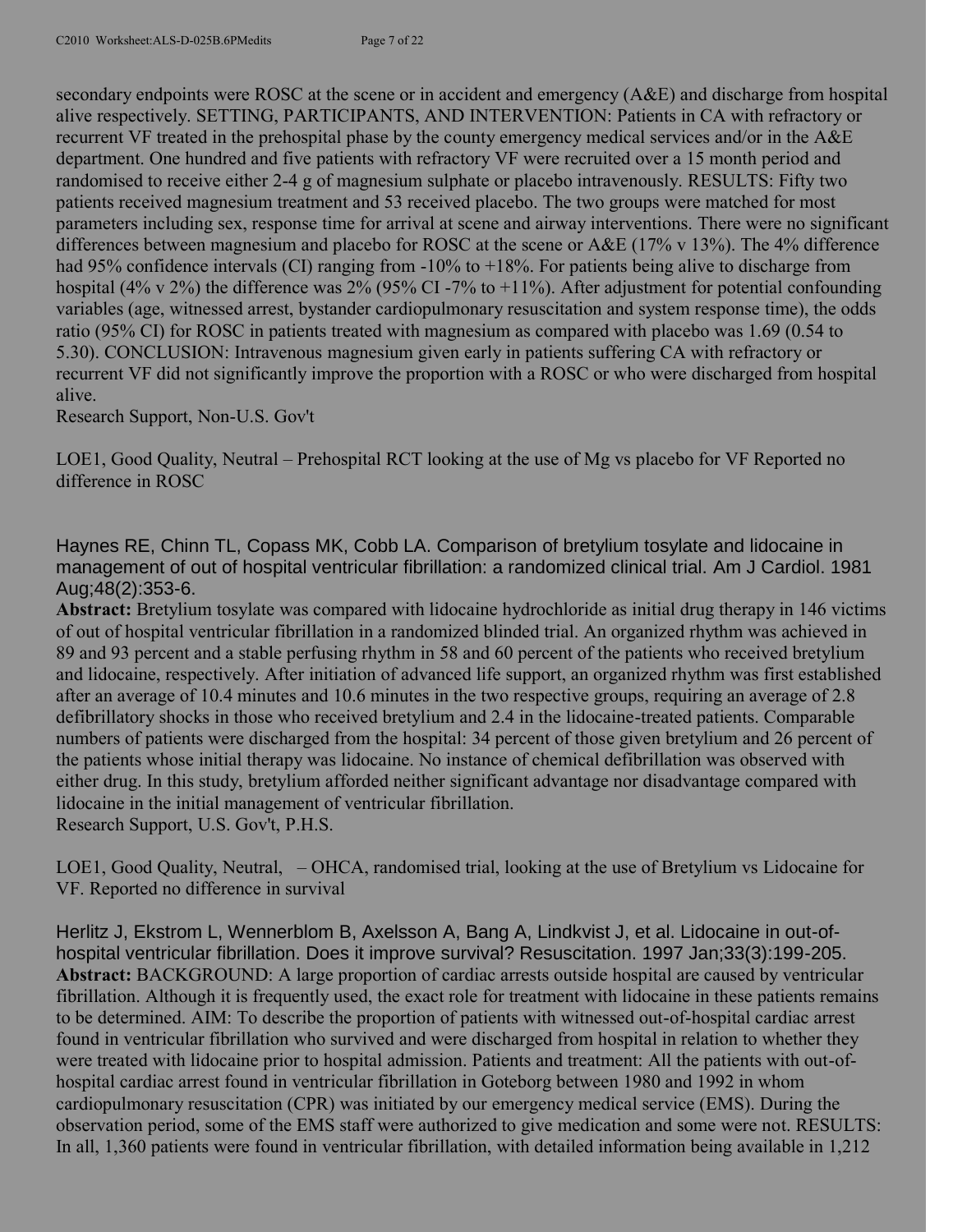secondary endpoints were ROSC at the scene or in accident and emergency (A&E) and discharge from hospital alive respectively. SETTING, PARTICIPANTS, AND INTERVENTION: Patients in CA with refractory or recurrent VF treated in the prehospital phase by the county emergency medical services and/or in the A&E department. One hundred and five patients with refractory VF were recruited over a 15 month period and randomised to receive either 2-4 g of magnesium sulphate or placebo intravenously. RESULTS: Fifty two patients received magnesium treatment and 53 received placebo. The two groups were matched for most parameters including sex, response time for arrival at scene and airway interventions. There were no significant differences between magnesium and placebo for ROSC at the scene or A&E (17% v 13%). The 4% difference had 95% confidence intervals (CI) ranging from -10% to +18%. For patients being alive to discharge from hospital (4% v 2%) the difference was 2% (95% CI -7% to +11%). After adjustment for potential confounding variables (age, witnessed arrest, bystander cardiopulmonary resuscitation and system response time), the odds ratio (95% CI) for ROSC in patients treated with magnesium as compared with placebo was 1.69 (0.54 to 5.30). CONCLUSION: Intravenous magnesium given early in patients suffering CA with refractory or recurrent VF did not significantly improve the proportion with a ROSC or who were discharged from hospital alive.
Research Support, Non-U.S. Gov't

LOE1, Good Quality, Neutral – Prehospital RCT looking at the use of Mg vs placebo for VF Reported no difference in ROSC

Haynes RE, Chinn TL, Copass MK, Cobb LA. Comparison of bretylium tosylate and lidocaine in management of out of hospital ventricular fibrillation: a randomized clinical trial. Am J Cardiol. 1981 Aug;48(2):353-6.

**Abstract:** Bretylium tosylate was compared with lidocaine hydrochloride as initial drug therapy in 146 victims of out of hospital ventricular fibrillation in a randomized blinded trial. An organized rhythm was achieved in 89 and 93 percent and a stable perfusing rhythm in 58 and 60 percent of the patients who received bretylium and lidocaine, respectively. After initiation of advanced life support, an organized rhythm was first established after an average of 10.4 minutes and 10.6 minutes in the two respective groups, requiring an average of 2.8 defibrillatory shocks in those who received bretylium and 2.4 in the lidocaine-treated patients. Comparable numbers of patients were discharged from the hospital: 34 percent of those given bretylium and 26 percent of the patients whose initial therapy was lidocaine. No instance of chemical defibrillation was observed with either drug. In this study, bretylium afforded neither significant advantage nor disadvantage compared with lidocaine in the initial management of ventricular fibrillation.
Research Support, U.S. Gov't, P.H.S.

LOE1, Good Quality, Neutral, – OHCA, randomised trial, looking at the use of Bretylium vs Lidocaine for VF. Reported no difference in survival

Herlitz J, Ekstrom L, Wennerblom B, Axelsson A, Bang A, Lindkvist J, et al. Lidocaine in out-of-hospital ventricular fibrillation. Does it improve survival? Resuscitation. 1997 Jan;33(3):199-205.

**Abstract:** BACKGROUND: A large proportion of cardiac arrests outside hospital are caused by ventricular fibrillation. Although it is frequently used, the exact role for treatment with lidocaine in these patients remains to be determined. AIM: To describe the proportion of patients with witnessed out-of-hospital cardiac arrest found in ventricular fibrillation who survived and were discharged from hospital in relation to whether they were treated with lidocaine prior to hospital admission. Patients and treatment: All the patients with out-of-hospital cardiac arrest found in ventricular fibrillation in Goteborg between 1980 and 1992 in whom cardiopulmonary resuscitation (CPR) was initiated by our emergency medical service (EMS). During the observation period, some of the EMS staff were authorized to give medication and some were not. RESULTS: In all, 1,360 patients were found in ventricular fibrillation, with detailed information being available in 1,212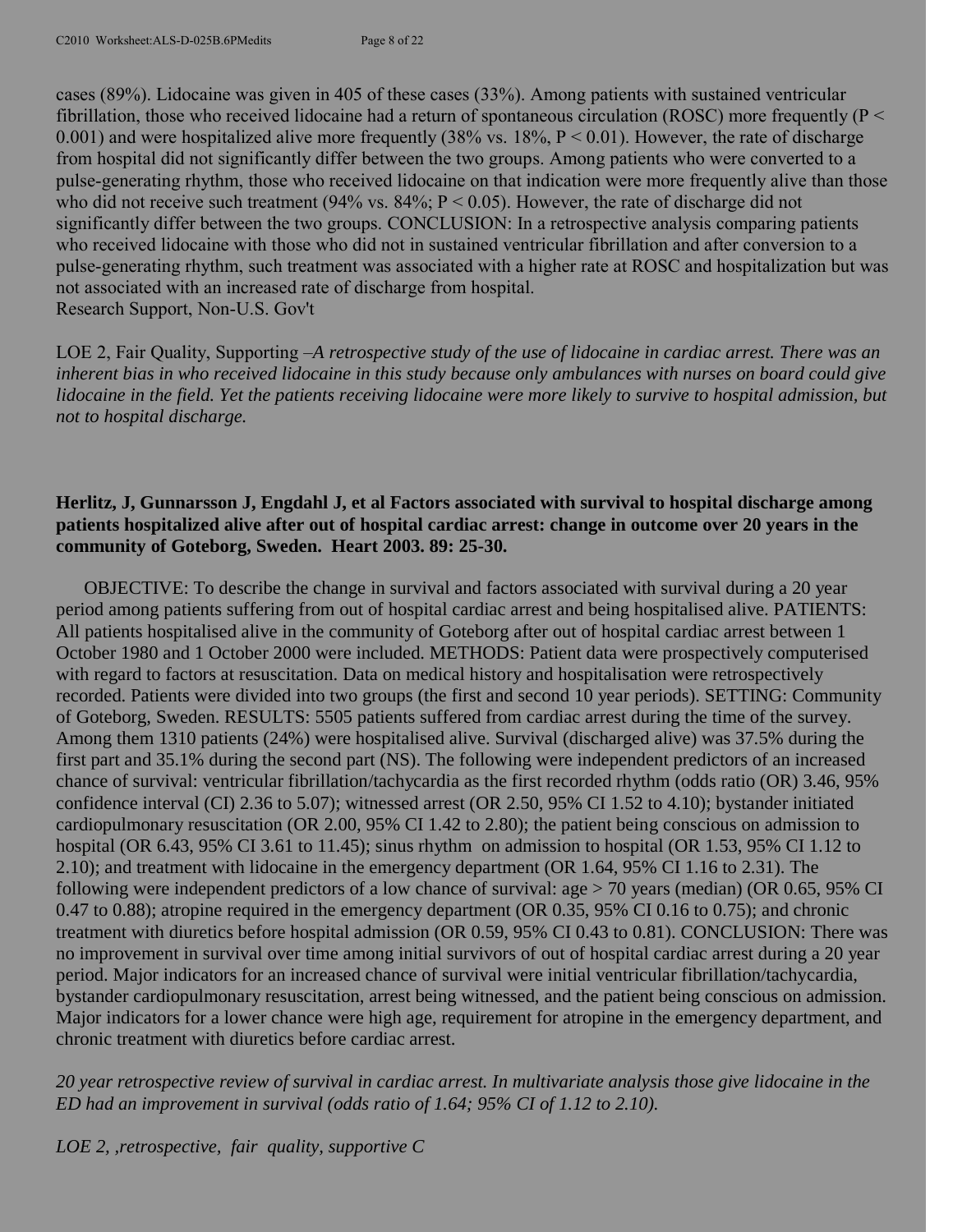cases (89%). Lidocaine was given in 405 of these cases (33%). Among patients with sustained ventricular fibrillation, those who received lidocaine had a return of spontaneous circulation (ROSC) more frequently ($P < 0.001$) and were hospitalized alive more frequently (38% vs. 18%, $P < 0.01$). However, the rate of discharge from hospital did not significantly differ between the two groups. Among patients who were converted to a pulse-generating rhythm, those who received lidocaine on that indication were more frequently alive than those who did not receive such treatment (94% vs. 84%; $P < 0.05$). However, the rate of discharge did not significantly differ between the two groups. CONCLUSION: In a retrospective analysis comparing patients who received lidocaine with those who did not in sustained ventricular fibrillation and after conversion to a pulse-generating rhythm, such treatment was associated with a higher rate at ROSC and hospitalization but was not associated with an increased rate of discharge from hospital.
Research Support, Non-U.S. Gov't

LOE 2, Fair Quality, Supporting –*A retrospective study of the use of lidocaine in cardiac arrest. There was an inherent bias in who received lidocaine in this study because only ambulances with nurses on board could give lidocaine in the field. Yet the patients receiving lidocaine were more likely to survive to hospital admission, but not to hospital discharge.*

**Herlitz, J, Gunnarsson J, Engdahl J, et al Factors associated with survival to hospital discharge among patients hospitalized alive after out of hospital cardiac arrest: change in outcome over 20 years in the community of Goteborg, Sweden. Heart 2003. 89: 25-30.**

OBJECTIVE: To describe the change in survival and factors associated with survival during a 20 year period among patients suffering from out of hospital cardiac arrest and being hospitalised alive. PATIENTS: All patients hospitalised alive in the community of Goteborg after out of hospital cardiac arrest between 1 October 1980 and 1 October 2000 were included. METHODS: Patient data were prospectively computerised with regard to factors at resuscitation. Data on medical history and hospitalisation were retrospectively recorded. Patients were divided into two groups (the first and second 10 year periods). SETTING: Community of Goteborg, Sweden. RESULTS: 5505 patients suffered from cardiac arrest during the time of the survey. Among them 1310 patients (24%) were hospitalised alive. Survival (discharged alive) was 37.5% during the first part and 35.1% during the second part (NS). The following were independent predictors of an increased chance of survival: ventricular fibrillation/tachycardia as the first recorded rhythm (odds ratio (OR) 3.46, 95% confidence interval (CI) 2.36 to 5.07); witnessed arrest (OR 2.50, 95% CI 1.52 to 4.10); bystander initiated cardiopulmonary resuscitation (OR 2.00, 95% CI 1.42 to 2.80); the patient being conscious on admission to hospital (OR 6.43, 95% CI 3.61 to 11.45); sinus rhythm on admission to hospital (OR 1.53, 95% CI 1.12 to 2.10); and treatment with lidocaine in the emergency department (OR 1.64, 95% CI 1.16 to 2.31). The following were independent predictors of a low chance of survival: age > 70 years (median) (OR 0.65, 95% CI 0.47 to 0.88); atropine required in the emergency department (OR 0.35, 95% CI 0.16 to 0.75); and chronic treatment with diuretics before hospital admission (OR 0.59, 95% CI 0.43 to 0.81). CONCLUSION: There was no improvement in survival over time among initial survivors of out of hospital cardiac arrest during a 20 year period. Major indicators for an increased chance of survival were initial ventricular fibrillation/tachycardia, bystander cardiopulmonary resuscitation, arrest being witnessed, and the patient being conscious on admission. Major indicators for a lower chance were high age, requirement for atropine in the emergency department, and chronic treatment with diuretics before cardiac arrest.

*20 year retrospective review of survival in cardiac arrest. In multivariate analysis those give lidocaine in the ED had an improvement in survival (odds ratio of 1.64; 95% CI of 1.12 to 2.10).*

*LOE 2, ,retrospective, fair quality, supportive C*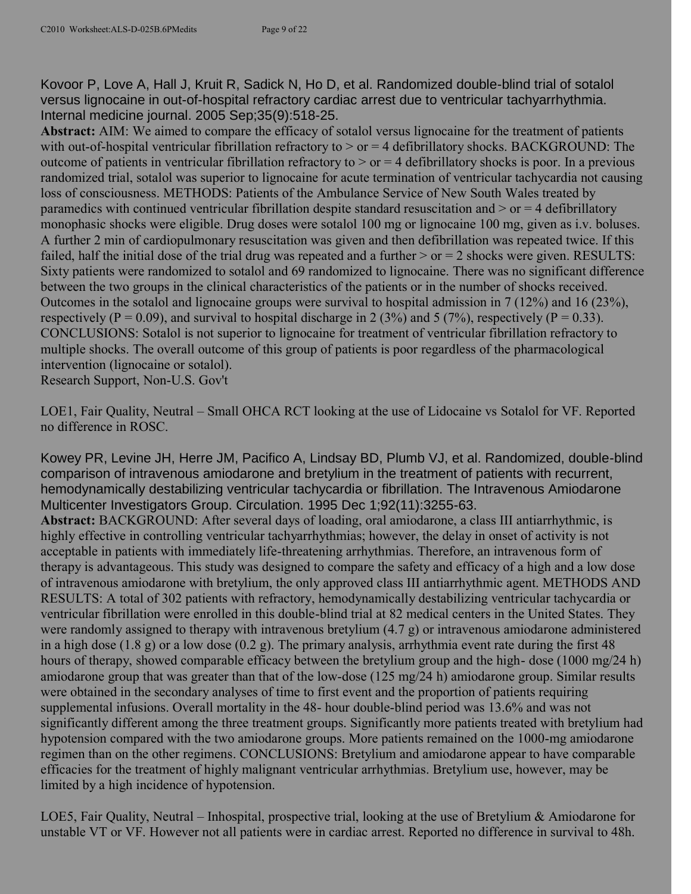Kovoor P, Love A, Hall J, Kruit R, Sadick N, Ho D, et al. Randomized double-blind trial of sotalol versus lignocaine in out-of-hospital refractory cardiac arrest due to ventricular tachyarrhythmia. Internal medicine journal. 2005 Sep;35(9):518-25.

**Abstract:** AIM: We aimed to compare the efficacy of sotalol versus lignocaine for the treatment of patients with out-of-hospital ventricular fibrillation refractory to > or = 4 defibrillatory shocks. BACKGROUND: The outcome of patients in ventricular fibrillation refractory to > or = 4 defibrillatory shocks is poor. In a previous randomized trial, sotalol was superior to lignocaine for acute termination of ventricular tachycardia not causing loss of consciousness. METHODS: Patients of the Ambulance Service of New South Wales treated by paramedics with continued ventricular fibrillation despite standard resuscitation and > or = 4 defibrillatory monophasic shocks were eligible. Drug doses were sotalol 100 mg or lignocaine 100 mg, given as i.v. boluses. A further 2 min of cardiopulmonary resuscitation was given and then defibrillation was repeated twice. If this failed, half the initial dose of the trial drug was repeated and a further > or = 2 shocks were given. RESULTS: Sixty patients were randomized to sotalol and 69 randomized to lignocaine. There was no significant difference between the two groups in the clinical characteristics of the patients or in the number of shocks received. Outcomes in the sotalol and lignocaine groups were survival to hospital admission in 7 (12%) and 16 (23%), respectively (P = 0.09), and survival to hospital discharge in 2 (3%) and 5 (7%), respectively (P = 0.33). CONCLUSIONS: Sotalol is not superior to lignocaine for treatment of ventricular fibrillation refractory to multiple shocks. The overall outcome of this group of patients is poor regardless of the pharmacological intervention (lignocaine or sotalol).
Research Support, Non-U.S. Gov't

LOE1, Fair Quality, Neutral – Small OHCA RCT looking at the use of Lidocaine vs Sotalol for VF. Reported no difference in ROSC.

Kowey PR, Levine JH, Herre JM, Pacifico A, Lindsay BD, Plumb VJ, et al. Randomized, double-blind comparison of intravenous amiodarone and bretylium in the treatment of patients with recurrent, hemodynamically destabilizing ventricular tachycardia or fibrillation. The Intravenous Amiodarone Multicenter Investigators Group. Circulation. 1995 Dec 1;92(11):3255-63.

**Abstract:** BACKGROUND: After several days of loading, oral amiodarone, a class III antiarrhythmic, is highly effective in controlling ventricular tachyarrhythmias; however, the delay in onset of activity is not acceptable in patients with immediately life-threatening arrhythmias. Therefore, an intravenous form of therapy is advantageous. This study was designed to compare the safety and efficacy of a high and a low dose of intravenous amiodarone with bretylium, the only approved class III antiarrhythmic agent. METHODS AND RESULTS: A total of 302 patients with refractory, hemodynamically destabilizing ventricular tachycardia or ventricular fibrillation were enrolled in this double-blind trial at 82 medical centers in the United States. They were randomly assigned to therapy with intravenous bretylium (4.7 g) or intravenous amiodarone administered in a high dose (1.8 g) or a low dose (0.2 g). The primary analysis, arrhythmia event rate during the first 48 hours of therapy, showed comparable efficacy between the bretylium group and the high- dose (1000 mg/24 h) amiodarone group that was greater than that of the low-dose (125 mg/24 h) amiodarone group. Similar results were obtained in the secondary analyses of time to first event and the proportion of patients requiring supplemental infusions. Overall mortality in the 48- hour double-blind period was 13.6% and was not significantly different among the three treatment groups. Significantly more patients treated with bretylium had hypotension compared with the two amiodarone groups. More patients remained on the 1000-mg amiodarone regimen than on the other regimens. CONCLUSIONS: Bretylium and amiodarone appear to have comparable efficacies for the treatment of highly malignant ventricular arrhythmias. Bretylium use, however, may be limited by a high incidence of hypotension.

LOE5, Fair Quality, Neutral – Inhospital, prospective trial, looking at the use of Bretylium & Amiodarone for unstable VT or VF. However not all patients were in cardiac arrest. Reported no difference in survival to 48h.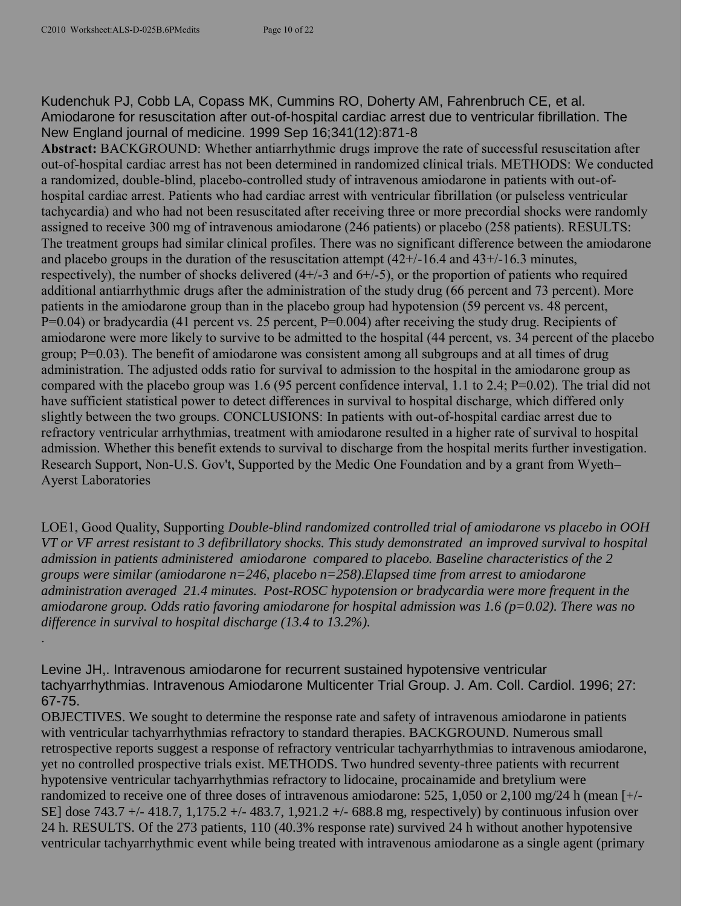Kudenchuk PJ, Cobb LA, Copass MK, Cummins RO, Doherty AM, Fahrenbruch CE, et al. Amiodarone for resuscitation after out-of-hospital cardiac arrest due to ventricular fibrillation. The New England journal of medicine. 1999 Sep 16;341(12):871-8

**Abstract:** BACKGROUND: Whether antiarrhythmic drugs improve the rate of successful resuscitation after out-of-hospital cardiac arrest has not been determined in randomized clinical trials. METHODS: We conducted a randomized, double-blind, placebo-controlled study of intravenous amiodarone in patients with out-of-hospital cardiac arrest. Patients who had cardiac arrest with ventricular fibrillation (or pulseless ventricular tachycardia) and who had not been resuscitated after receiving three or more precordial shocks were randomly assigned to receive 300 mg of intravenous amiodarone (246 patients) or placebo (258 patients). RESULTS: The treatment groups had similar clinical profiles. There was no significant difference between the amiodarone and placebo groups in the duration of the resuscitation attempt (42+/-16.4 and 43+/-16.3 minutes, respectively), the number of shocks delivered (4+/-3 and 6+/-5), or the proportion of patients who required additional antiarrhythmic drugs after the administration of the study drug (66 percent and 73 percent). More patients in the amiodarone group than in the placebo group had hypotension (59 percent vs. 48 percent, P=0.04) or bradycardia (41 percent vs. 25 percent, P=0.004) after receiving the study drug. Recipients of amiodarone were more likely to survive to be admitted to the hospital (44 percent, vs. 34 percent of the placebo group; P=0.03). The benefit of amiodarone was consistent among all subgroups and at all times of drug administration. The adjusted odds ratio for survival to admission to the hospital in the amiodarone group as compared with the placebo group was 1.6 (95 percent confidence interval, 1.1 to 2.4; P=0.02). The trial did not have sufficient statistical power to detect differences in survival to hospital discharge, which differed only slightly between the two groups. CONCLUSIONS: In patients with out-of-hospital cardiac arrest due to refractory ventricular arrhythmias, treatment with amiodarone resulted in a higher rate of survival to hospital admission. Whether this benefit extends to survival to discharge from the hospital merits further investigation. Research Support, Non-U.S. Gov't, Supported by the Medic One Foundation and by a grant from Wyeth–Ayerst Laboratories

LOE1, Good Quality, Supporting *Double-blind randomized controlled trial of amiodarone vs placebo in OOH VT or VF arrest resistant to 3 defibrillatory shocks. This study demonstrated an improved survival to hospital admission in patients administered amiodarone compared to placebo. Baseline characteristics of the 2 groups were similar (amiodarone n=246, placebo n=258).Elapsed time from arrest to amiodarone administration averaged 21.4 minutes. Post-ROSC hypotension or bradycardia were more frequent in the amiodarone group. Odds ratio favoring amiodarone for hospital admission was 1.6 (p=0.02). There was no difference in survival to hospital discharge (13.4 to 13.2%).*

.

Levine JH,. Intravenous amiodarone for recurrent sustained hypotensive ventricular tachyarrhythmias. Intravenous Amiodarone Multicenter Trial Group. J. Am. Coll. Cardiol. 1996; 27: 67-75.

OBJECTIVES. We sought to determine the response rate and safety of intravenous amiodarone in patients with ventricular tachyarrhythmias refractory to standard therapies. BACKGROUND. Numerous small retrospective reports suggest a response of refractory ventricular tachyarrhythmias to intravenous amiodarone, yet no controlled prospective trials exist. METHODS. Two hundred seventy-three patients with recurrent hypotensive ventricular tachyarrhythmias refractory to lidocaine, procainamide and bretylium were randomized to receive one of three doses of intravenous amiodarone: 525, 1,050 or 2,100 mg/24 h (mean [+/- SE] dose 743.7 +/- 418.7, 1,175.2 +/- 483.7, 1,921.2 +/- 688.8 mg, respectively) by continuous infusion over 24 h. RESULTS. Of the 273 patients, 110 (40.3% response rate) survived 24 h without another hypotensive ventricular tachyarrhythmic event while being treated with intravenous amiodarone as a single agent (primary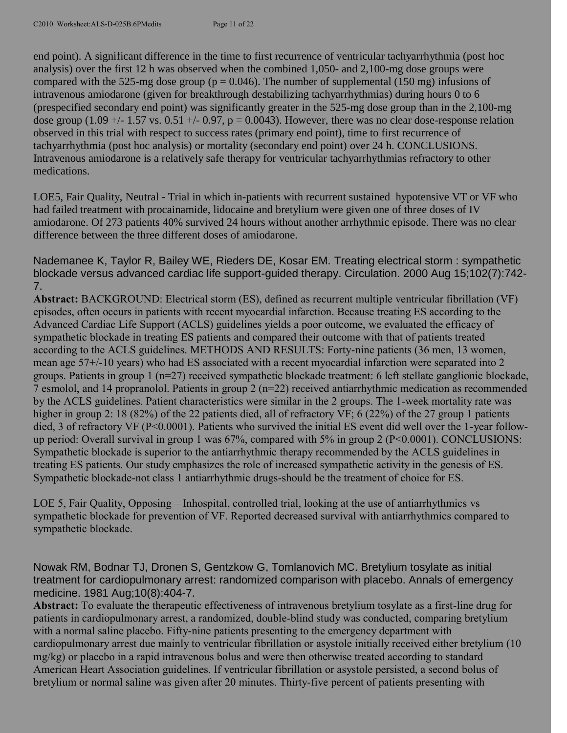end point). A significant difference in the time to first recurrence of ventricular tachyarrhythmia (post hoc analysis) over the first 12 h was observed when the combined 1,050- and 2,100-mg dose groups were compared with the 525-mg dose group ($p = 0.046$). The number of supplemental (150 mg) infusions of intravenous amiodarone (given for breakthrough destabilizing tachyarrhythmias) during hours 0 to 6 (prespecified secondary end point) was significantly greater in the 525-mg dose group than in the 2,100-mg dose group (1.09 +/- 1.57 vs. 0.51 +/- 0.97, $p = 0.0043$). However, there was no clear dose-response relation observed in this trial with respect to success rates (primary end point), time to first recurrence of tachyarrhythmia (post hoc analysis) or mortality (secondary end point) over 24 h. CONCLUSIONS. Intravenous amiodarone is a relatively safe therapy for ventricular tachyarrhythmias refractory to other medications.

LOE5, Fair Quality, Neutral - Trial in which in-patients with recurrent sustained hypotensive VT or VF who had failed treatment with procainamide, lidocaine and bretylium were given one of three doses of IV amiodarone. Of 273 patients 40% survived 24 hours without another arrhythmic episode. There was no clear difference between the three different doses of amiodarone.

Nademanee K, Taylor R, Bailey WE, Rieders DE, Kosar EM. Treating electrical storm : sympathetic blockade versus advanced cardiac life support-guided therapy. Circulation. 2000 Aug 15;102(7):742-7.

**Abstract:** BACKGROUND: Electrical storm (ES), defined as recurrent multiple ventricular fibrillation (VF) episodes, often occurs in patients with recent myocardial infarction. Because treating ES according to the Advanced Cardiac Life Support (ACLS) guidelines yields a poor outcome, we evaluated the efficacy of sympathetic blockade in treating ES patients and compared their outcome with that of patients treated according to the ACLS guidelines. METHODS AND RESULTS: Forty-nine patients (36 men, 13 women, mean age 57+/-10 years) who had ES associated with a recent myocardial infarction were separated into 2 groups. Patients in group 1 (n=27) received sympathetic blockade treatment: 6 left stellate ganglionic blockade, 7 esmolol, and 14 propranolol. Patients in group 2 (n=22) received antiarrhythmic medication as recommended by the ACLS guidelines. Patient characteristics were similar in the 2 groups. The 1-week mortality rate was higher in group 2: 18 (82%) of the 22 patients died, all of refractory VF; 6 (22%) of the 27 group 1 patients died, 3 of refractory VF ($P<0.0001$). Patients who survived the initial ES event did well over the 1-year follow-up period: Overall survival in group 1 was 67%, compared with 5% in group 2 ($P<0.0001$). CONCLUSIONS: Sympathetic blockade is superior to the antiarrhythmic therapy recommended by the ACLS guidelines in treating ES patients. Our study emphasizes the role of increased sympathetic activity in the genesis of ES. Sympathetic blockade-not class 1 antiarrhythmic drugs-should be the treatment of choice for ES.

LOE 5, Fair Quality, Opposing – Inhospital, controlled trial, looking at the use of antiarrhythmics vs sympathetic blockade for prevention of VF. Reported decreased survival with antiarrhythmics compared to sympathetic blockade.

Nowak RM, Bodnar TJ, Dronen S, Gentzkow G, Tomlanovich MC. Bretylium tosylate as initial treatment for cardiopulmonary arrest: randomized comparison with placebo. Annals of emergency medicine. 1981 Aug;10(8):404-7.

**Abstract:** To evaluate the therapeutic effectiveness of intravenous bretylium tosylate as a first-line drug for patients in cardiopulmonary arrest, a randomized, double-blind study was conducted, comparing bretylium with a normal saline placebo. Fifty-nine patients presenting to the emergency department with cardiopulmonary arrest due mainly to ventricular fibrillation or asystole initially received either bretylium (10 mg/kg) or placebo in a rapid intravenous bolus and were then otherwise treated according to standard American Heart Association guidelines. If ventricular fibrillation or asystole persisted, a second bolus of bretylium or normal saline was given after 20 minutes. Thirty-five percent of patients presenting with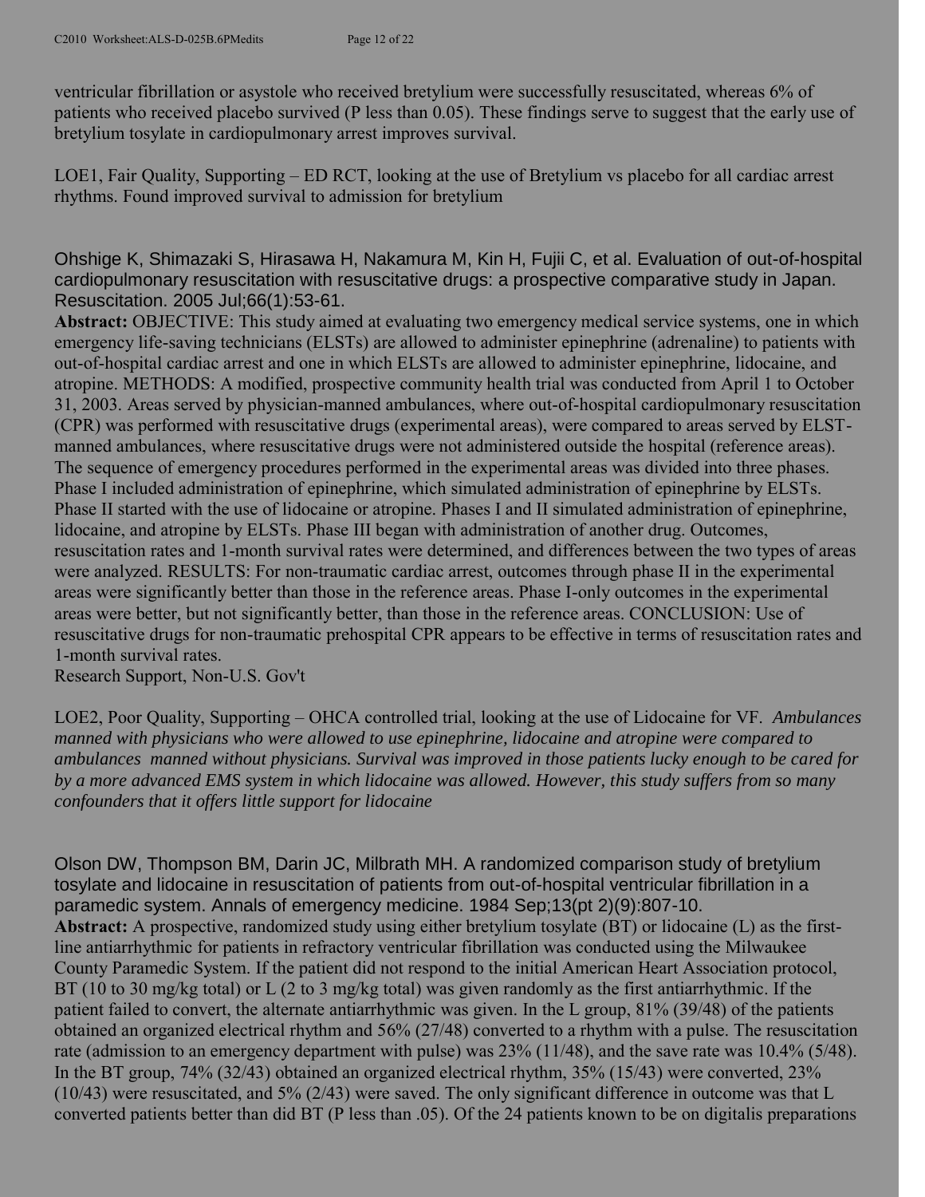ventricular fibrillation or asystole who received bretylium were successfully resuscitated, whereas 6% of patients who received placebo survived (P less than 0.05). These findings serve to suggest that the early use of bretylium tosylate in cardiopulmonary arrest improves survival.

LOE1, Fair Quality, Supporting – ED RCT, looking at the use of Bretylium vs placebo for all cardiac arrest rhythms. Found improved survival to admission for bretylium

Ohshige K, Shimazaki S, Hirasawa H, Nakamura M, Kin H, Fujii C, et al. Evaluation of out-of-hospital cardiopulmonary resuscitation with resuscitative drugs: a prospective comparative study in Japan. Resuscitation. 2005 Jul;66(1):53-61.

**Abstract:** OBJECTIVE: This study aimed at evaluating two emergency medical service systems, one in which emergency life-saving technicians (ELSTs) are allowed to administer epinephrine (adrenaline) to patients with out-of-hospital cardiac arrest and one in which ELSTs are allowed to administer epinephrine, lidocaine, and atropine. METHODS: A modified, prospective community health trial was conducted from April 1 to October 31, 2003. Areas served by physician-manned ambulances, where out-of-hospital cardiopulmonary resuscitation (CPR) was performed with resuscitative drugs (experimental areas), were compared to areas served by ELST-manned ambulances, where resuscitative drugs were not administered outside the hospital (reference areas). The sequence of emergency procedures performed in the experimental areas was divided into three phases. Phase I included administration of epinephrine, which simulated administration of epinephrine by ELSTs. Phase II started with the use of lidocaine or atropine. Phases I and II simulated administration of epinephrine, lidocaine, and atropine by ELSTs. Phase III began with administration of another drug. Outcomes, resuscitation rates and 1-month survival rates were determined, and differences between the two types of areas were analyzed. RESULTS: For non-traumatic cardiac arrest, outcomes through phase II in the experimental areas were significantly better than those in the reference areas. Phase I-only outcomes in the experimental areas were better, but not significantly better, than those in the reference areas. CONCLUSION: Use of resuscitative drugs for non-traumatic prehospital CPR appears to be effective in terms of resuscitation rates and 1-month survival rates.
Research Support, Non-U.S. Gov't

LOE2, Poor Quality, Supporting – OHCA controlled trial, looking at the use of Lidocaine for VF. *Ambulances manned with physicians who were allowed to use epinephrine, lidocaine and atropine were compared to ambulances manned without physicians. Survival was improved in those patients lucky enough to be cared for by a more advanced EMS system in which lidocaine was allowed. However, this study suffers from so many confounders that it offers little support for lidocaine*

Olson DW, Thompson BM, Darin JC, Milbrath MH. A randomized comparison study of bretylium tosylate and lidocaine in resuscitation of patients from out-of-hospital ventricular fibrillation in a paramedic system. Annals of emergency medicine. 1984 Sep;13(pt 2)(9):807-10.

**Abstract:** A prospective, randomized study using either bretylium tosylate (BT) or lidocaine (L) as the first-line antiarrhythmic for patients in refractory ventricular fibrillation was conducted using the Milwaukee County Paramedic System. If the patient did not respond to the initial American Heart Association protocol, BT (10 to 30 mg/kg total) or L (2 to 3 mg/kg total) was given randomly as the first antiarrhythmic. If the patient failed to convert, the alternate antiarrhythmic was given. In the L group, 81% (39/48) of the patients obtained an organized electrical rhythm and 56% (27/48) converted to a rhythm with a pulse. The resuscitation rate (admission to an emergency department with pulse) was 23% (11/48), and the save rate was 10.4% (5/48). In the BT group, 74% (32/43) obtained an organized electrical rhythm, 35% (15/43) were converted, 23% (10/43) were resuscitated, and 5% (2/43) were saved. The only significant difference in outcome was that L converted patients better than did BT (P less than .05). Of the 24 patients known to be on digitalis preparations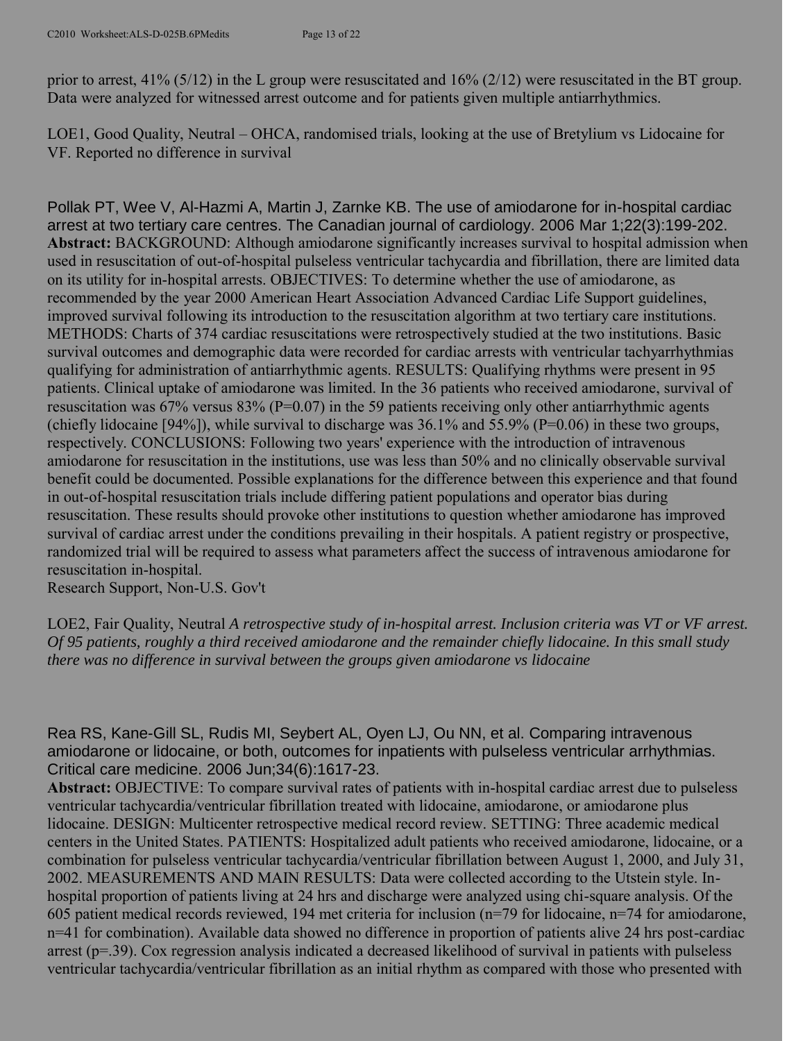prior to arrest, 41% (5/12) in the L group were resuscitated and 16% (2/12) were resuscitated in the BT group. Data were analyzed for witnessed arrest outcome and for patients given multiple antiarrhythmics.

LOE1, Good Quality, Neutral – OHCA, randomised trials, looking at the use of Bretylium vs Lidocaine for VF. Reported no difference in survival

Pollak PT, Wee V, Al-Hazmi A, Martin J, Zarnke KB. The use of amiodarone for in-hospital cardiac arrest at two tertiary care centres. The Canadian journal of cardiology. 2006 Mar 1;22(3):199-202.
**Abstract:** BACKGROUND: Although amiodarone significantly increases survival to hospital admission when used in resuscitation of out-of-hospital pulseless ventricular tachycardia and fibrillation, there are limited data on its utility for in-hospital arrests. OBJECTIVES: To determine whether the use of amiodarone, as recommended by the year 2000 American Heart Association Advanced Cardiac Life Support guidelines, improved survival following its introduction to the resuscitation algorithm at two tertiary care institutions. METHODS: Charts of 374 cardiac resuscitations were retrospectively studied at the two institutions. Basic survival outcomes and demographic data were recorded for cardiac arrests with ventricular tachyarrhythmias qualifying for administration of antiarrhythmic agents. RESULTS: Qualifying rhythms were present in 95 patients. Clinical uptake of amiodarone was limited. In the 36 patients who received amiodarone, survival of resuscitation was 67% versus 83% (P=0.07) in the 59 patients receiving only other antiarrhythmic agents (chiefly lidocaine [94%]), while survival to discharge was 36.1% and 55.9% (P=0.06) in these two groups, respectively. CONCLUSIONS: Following two years' experience with the introduction of intravenous amiodarone for resuscitation in the institutions, use was less than 50% and no clinically observable survival benefit could be documented. Possible explanations for the difference between this experience and that found in out-of-hospital resuscitation trials include differing patient populations and operator bias during resuscitation. These results should provoke other institutions to question whether amiodarone has improved survival of cardiac arrest under the conditions prevailing in their hospitals. A patient registry or prospective, randomized trial will be required to assess what parameters affect the success of intravenous amiodarone for resuscitation in-hospital.
Research Support, Non-U.S. Gov't

LOE2, Fair Quality, Neutral *A retrospective study of in-hospital arrest. Inclusion criteria was VT or VF arrest. Of 95 patients, roughly a third received amiodarone and the remainder chiefly lidocaine. In this small study there was no difference in survival between the groups given amiodarone vs lidocaine*

Rea RS, Kane-Gill SL, Rudis MI, Seybert AL, Oyen LJ, Ou NN, et al. Comparing intravenous amiodarone or lidocaine, or both, outcomes for inpatients with pulseless ventricular arrhythmias. Critical care medicine. 2006 Jun;34(6):1617-23.
**Abstract:** OBJECTIVE: To compare survival rates of patients with in-hospital cardiac arrest due to pulseless ventricular tachycardia/ventricular fibrillation treated with lidocaine, amiodarone, or amiodarone plus lidocaine. DESIGN: Multicenter retrospective medical record review. SETTING: Three academic medical centers in the United States. PATIENTS: Hospitalized adult patients who received amiodarone, lidocaine, or a combination for pulseless ventricular tachycardia/ventricular fibrillation between August 1, 2000, and July 31, 2002. MEASUREMENTS AND MAIN RESULTS: Data were collected according to the Utstein style. In-hospital proportion of patients living at 24 hrs and discharge were analyzed using chi-square analysis. Of the 605 patient medical records reviewed, 194 met criteria for inclusion (n=79 for lidocaine, n=74 for amiodarone, n=41 for combination). Available data showed no difference in proportion of patients alive 24 hrs post-cardiac arrest (p=.39). Cox regression analysis indicated a decreased likelihood of survival in patients with pulseless ventricular tachycardia/ventricular fibrillation as an initial rhythm as compared with those who presented with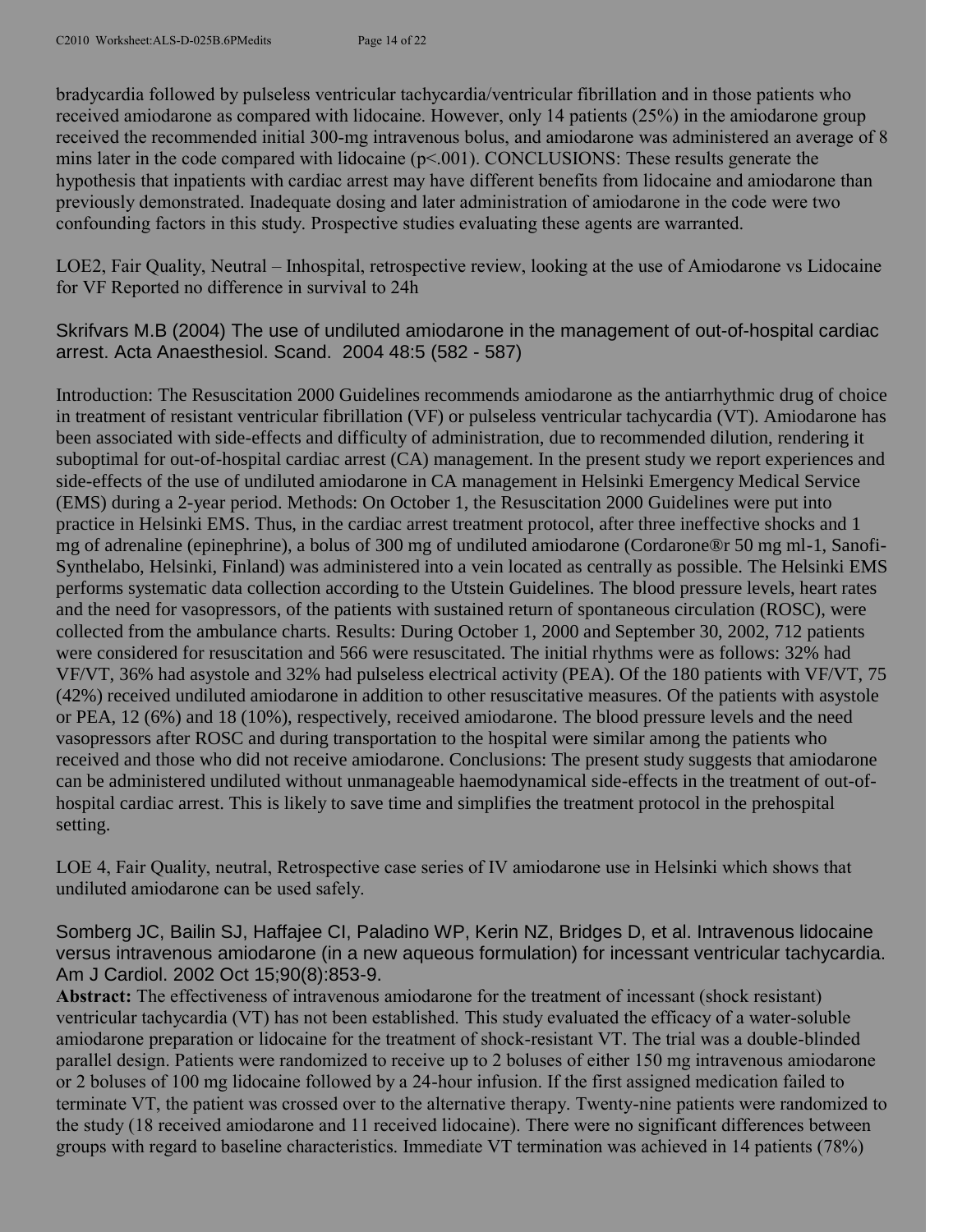bradycardia followed by pulseless ventricular tachycardia/ventricular fibrillation and in those patients who received amiodarone as compared with lidocaine. However, only 14 patients (25%) in the amiodarone group received the recommended initial 300-mg intravenous bolus, and amiodarone was administered an average of 8 mins later in the code compared with lidocaine ($p<.001$). CONCLUSIONS: These results generate the hypothesis that inpatients with cardiac arrest may have different benefits from lidocaine and amiodarone than previously demonstrated. Inadequate dosing and later administration of amiodarone in the code were two confounding factors in this study. Prospective studies evaluating these agents are warranted.

LOE2, Fair Quality, Neutral – Inhospital, retrospective review, looking at the use of Amiodarone vs Lidocaine for VF Reported no difference in survival to 24h

Skrifvars M.B (2004) The use of undiluted amiodarone in the management of out-of-hospital cardiac arrest. Acta Anaesthesiol. Scand. 2004 48:5 (582 - 587)

Introduction: The Resuscitation 2000 Guidelines recommends amiodarone as the antiarrhythmic drug of choice in treatment of resistant ventricular fibrillation (VF) or pulseless ventricular tachycardia (VT). Amiodarone has been associated with side-effects and difficulty of administration, due to recommended dilution, rendering it suboptimal for out-of-hospital cardiac arrest (CA) management. In the present study we report experiences and side-effects of the use of undiluted amiodarone in CA management in Helsinki Emergency Medical Service (EMS) during a 2-year period. Methods: On October 1, the Resuscitation 2000 Guidelines were put into practice in Helsinki EMS. Thus, in the cardiac arrest treatment protocol, after three ineffective shocks and 1 mg of adrenaline (epinephrine), a bolus of 300 mg of undiluted amiodarone (Cordarone®r 50 mg ml-1, Sanofi-Synthelabo, Helsinki, Finland) was administered into a vein located as centrally as possible. The Helsinki EMS performs systematic data collection according to the Utstein Guidelines. The blood pressure levels, heart rates and the need for vasopressors, of the patients with sustained return of spontaneous circulation (ROSC), were collected from the ambulance charts. Results: During October 1, 2000 and September 30, 2002, 712 patients were considered for resuscitation and 566 were resuscitated. The initial rhythms were as follows: 32% had VF/VT, 36% had asystole and 32% had pulseless electrical activity (PEA). Of the 180 patients with VF/VT, 75 (42%) received undiluted amiodarone in addition to other resuscitative measures. Of the patients with asystole or PEA, 12 (6%) and 18 (10%), respectively, received amiodarone. The blood pressure levels and the need vasopressors after ROSC and during transportation to the hospital were similar among the patients who received and those who did not receive amiodarone. Conclusions: The present study suggests that amiodarone can be administered undiluted without unmanageable haemodynamical side-effects in the treatment of out-of-hospital cardiac arrest. This is likely to save time and simplifies the treatment protocol in the prehospital setting.

LOE 4, Fair Quality, neutral, Retrospective case series of IV amiodarone use in Helsinki which shows that undiluted amiodarone can be used safely.

Somberg JC, Bailin SJ, Haffajee CI, Paladino WP, Kerin NZ, Bridges D, et al. Intravenous lidocaine versus intravenous amiodarone (in a new aqueous formulation) for incessant ventricular tachycardia. Am J Cardiol. 2002 Oct 15;90(8):853-9.

**Abstract:** The effectiveness of intravenous amiodarone for the treatment of incessant (shock resistant) ventricular tachycardia (VT) has not been established. This study evaluated the efficacy of a water-soluble amiodarone preparation or lidocaine for the treatment of shock-resistant VT. The trial was a double-blinded parallel design. Patients were randomized to receive up to 2 boluses of either 150 mg intravenous amiodarone or 2 boluses of 100 mg lidocaine followed by a 24-hour infusion. If the first assigned medication failed to terminate VT, the patient was crossed over to the alternative therapy. Twenty-nine patients were randomized to the study (18 received amiodarone and 11 received lidocaine). There were no significant differences between groups with regard to baseline characteristics. Immediate VT termination was achieved in 14 patients (78%)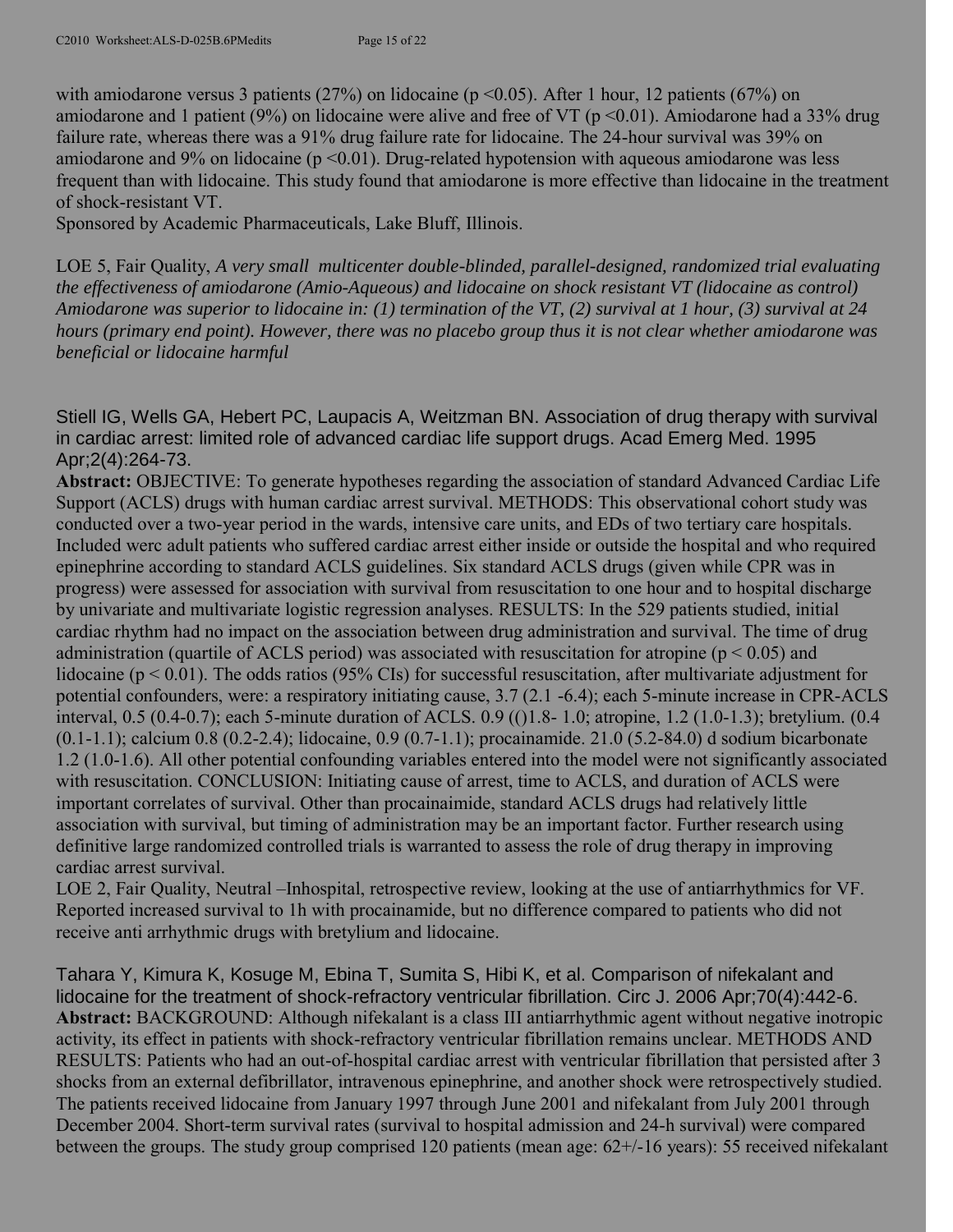with amiodarone versus 3 patients (27%) on lidocaine ($p < 0.05$). After 1 hour, 12 patients (67%) on amiodarone and 1 patient (9%) on lidocaine were alive and free of VT ($p < 0.01$). Amiodarone had a 33% drug failure rate, whereas there was a 91% drug failure rate for lidocaine. The 24-hour survival was 39% on amiodarone and 9% on lidocaine ($p < 0.01$). Drug-related hypotension with aqueous amiodarone was less frequent than with lidocaine. This study found that amiodarone is more effective than lidocaine in the treatment of shock-resistant VT.
Sponsored by Academic Pharmaceuticals, Lake Bluff, Illinois.

LOE 5, Fair Quality, *A very small multicenter double-blinded, parallel-designed, randomized trial evaluating the effectiveness of amiodarone (Amio-Aqueous) and lidocaine on shock resistant VT (lidocaine as control) Amiodarone was superior to lidocaine in: (1) termination of the VT, (2) survival at 1 hour, (3) survival at 24 hours (primary end point). However, there was no placebo group thus it is not clear whether amiodarone was beneficial or lidocaine harmful*

Stiell IG, Wells GA, Hebert PC, Laupacis A, Weitzman BN. Association of drug therapy with survival in cardiac arrest: limited role of advanced cardiac life support drugs. Acad Emerg Med. 1995 Apr;2(4):264-73.
**Abstract:** OBJECTIVE: To generate hypotheses regarding the association of standard Advanced Cardiac Life Support (ACLS) drugs with human cardiac arrest survival. METHODS: This observational cohort study was conducted over a two-year period in the wards, intensive care units, and EDs of two tertiary care hospitals. Included werc adult patients who suffered cardiac arrest either inside or outside the hospital and who required epinephrine according to standard ACLS guidelines. Six standard ACLS drugs (given while CPR was in progress) were assessed for association with survival from resuscitation to one hour and to hospital discharge by univariate and multivariate logistic regression analyses. RESULTS: In the 529 patients studied, initial cardiac rhythm had no impact on the association between drug administration and survival. The time of drug administration (quartile of ACLS period) was associated with resuscitation for atropine ($p < 0.05$) and lidocaine ($p < 0.01$). The odds ratios (95% CIs) for successful resuscitation, after multivariate adjustment for potential confounders, were: a respiratory initiating cause, 3.7 (2.1 -6.4); each 5-minute increase in CPR-ACLS interval, 0.5 (0.4-0.7); each 5-minute duration of ACLS. 0.9 (()1.8- 1.0; atropine, 1.2 (1.0-1.3); bretylium. (0.4 (0.1-1.1); calcium 0.8 (0.2-2.4); lidocaine, 0.9 (0.7-1.1); procainamide. 21.0 (5.2-84.0) d sodium bicarbonate 1.2 (1.0-1.6). All other potential confounding variables entered into the model were not significantly associated with resuscitation. CONCLUSION: Initiating cause of arrest, time to ACLS, and duration of ACLS were important correlates of survival. Other than procainaimide, standard ACLS drugs had relatively little association with survival, but timing of administration may be an important factor. Further research using definitive large randomized controlled trials is warranted to assess the role of drug therapy in improving cardiac arrest survival.
LOE 2, Fair Quality, Neutral –Inhospital, retrospective review, looking at the use of antiarrhythmics for VF. Reported increased survival to 1h with procainamide, but no difference compared to patients who did not receive anti arrhythmic drugs with bretylium and lidocaine.

Tahara Y, Kimura K, Kosuge M, Ebina T, Sumita S, Hibi K, et al. Comparison of nifekalant and lidocaine for the treatment of shock-refractory ventricular fibrillation. Circ J. 2006 Apr;70(4):442-6.
**Abstract:** BACKGROUND: Although nifekalant is a class III antiarrhythmic agent without negative inotropic activity, its effect in patients with shock-refractory ventricular fibrillation remains unclear. METHODS AND RESULTS: Patients who had an out-of-hospital cardiac arrest with ventricular fibrillation that persisted after 3 shocks from an external defibrillator, intravenous epinephrine, and another shock were retrospectively studied. The patients received lidocaine from January 1997 through June 2001 and nifekalant from July 2001 through December 2004. Short-term survival rates (survival to hospital admission and 24-h survival) were compared between the groups. The study group comprised 120 patients (mean age: 62+/-16 years): 55 received nifekalant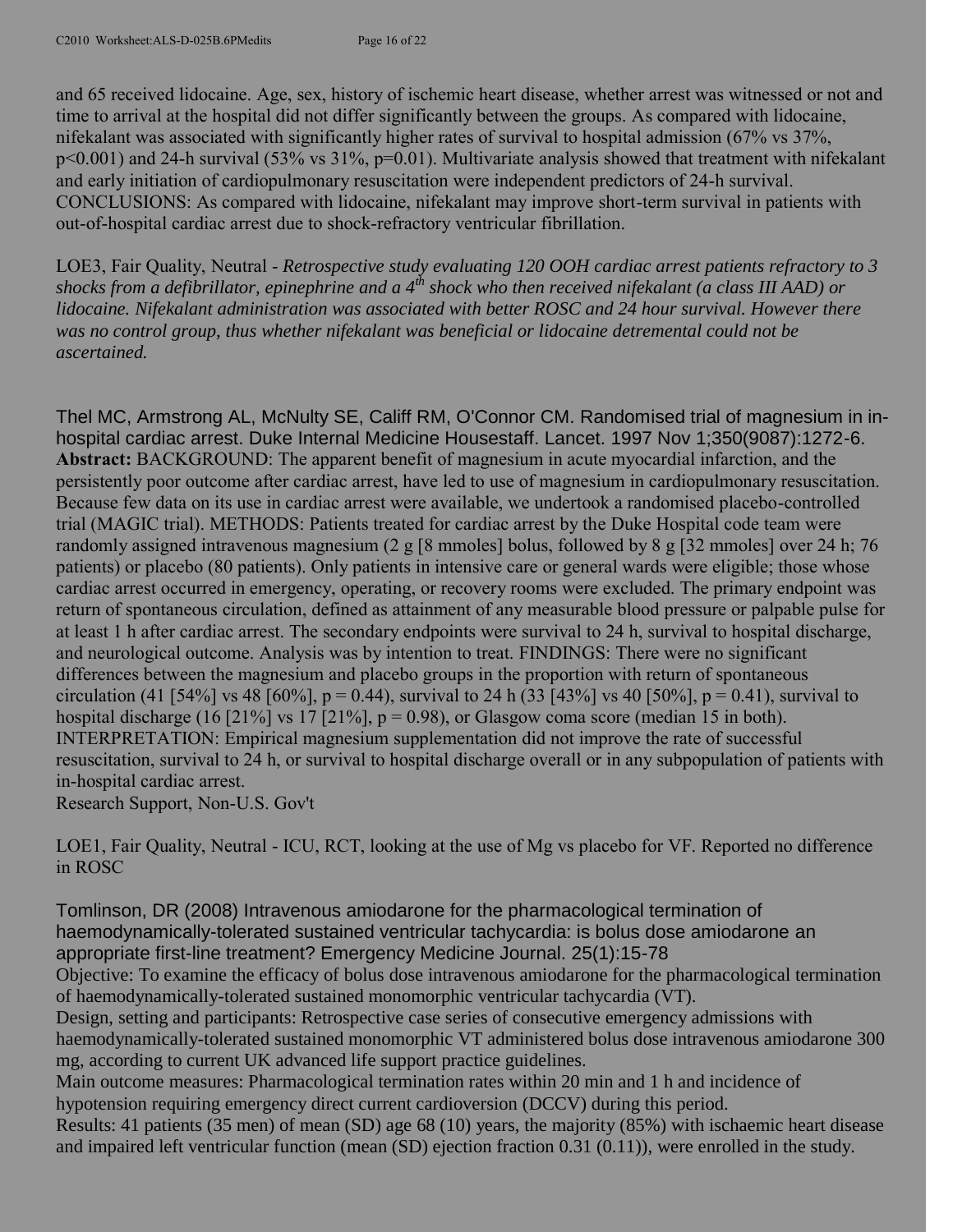and 65 received lidocaine. Age, sex, history of ischemic heart disease, whether arrest was witnessed or not and time to arrival at the hospital did not differ significantly between the groups. As compared with lidocaine, nifekalant was associated with significantly higher rates of survival to hospital admission (67% vs 37%, p<0.001) and 24-h survival (53% vs 31%, p=0.01). Multivariate analysis showed that treatment with nifekalant and early initiation of cardiopulmonary resuscitation were independent predictors of 24-h survival. CONCLUSIONS: As compared with lidocaine, nifekalant may improve short-term survival in patients with out-of-hospital cardiac arrest due to shock-refractory ventricular fibrillation.

LOE3, Fair Quality, Neutral - *Retrospective study evaluating 120 OOH cardiac arrest patients refractory to 3 shocks from a defibrillator, epinephrine and a 4th shock who then received nifekalant (a class III AAD) or lidocaine. Nifekalant administration was associated with better ROSC and 24 hour survival. However there was no control group, thus whether nifekalant was beneficial or lidocaine detremental could not be ascertained.*

Thel MC, Armstrong AL, McNulty SE, Califf RM, O'Connor CM. Randomised trial of magnesium in in-hospital cardiac arrest. Duke Internal Medicine Housestaff. Lancet. 1997 Nov 1;350(9087):1272-6.
**Abstract:** BACKGROUND: The apparent benefit of magnesium in acute myocardial infarction, and the persistently poor outcome after cardiac arrest, have led to use of magnesium in cardiopulmonary resuscitation. Because few data on its use in cardiac arrest were available, we undertook a randomised placebo-controlled trial (MAGIC trial). METHODS: Patients treated for cardiac arrest by the Duke Hospital code team were randomly assigned intravenous magnesium (2 g [8 mmoles] bolus, followed by 8 g [32 mmoles] over 24 h; 76 patients) or placebo (80 patients). Only patients in intensive care or general wards were eligible; those whose cardiac arrest occurred in emergency, operating, or recovery rooms were excluded. The primary endpoint was return of spontaneous circulation, defined as attainment of any measurable blood pressure or palpable pulse for at least 1 h after cardiac arrest. The secondary endpoints were survival to 24 h, survival to hospital discharge, and neurological outcome. Analysis was by intention to treat. FINDINGS: There were no significant differences between the magnesium and placebo groups in the proportion with return of spontaneous circulation (41 [54%] vs 48 [60%], p = 0.44), survival to 24 h (33 [43%] vs 40 [50%], p = 0.41), survival to hospital discharge (16 [21%] vs 17 [21%], p = 0.98), or Glasgow coma score (median 15 in both). INTERPRETATION: Empirical magnesium supplementation did not improve the rate of successful resuscitation, survival to 24 h, or survival to hospital discharge overall or in any subpopulation of patients with in-hospital cardiac arrest.
Research Support, Non-U.S. Gov't

LOE1, Fair Quality, Neutral - ICU, RCT, looking at the use of Mg vs placebo for VF. Reported no difference in ROSC

Tomlinson, DR (2008) Intravenous amiodarone for the pharmacological termination of haemodynamically-tolerated sustained ventricular tachycardia: is bolus dose amiodarone an appropriate first-line treatment? Emergency Medicine Journal. 25(1):15-78
Objective: To examine the efficacy of bolus dose intravenous amiodarone for the pharmacological termination of haemodynamically-tolerated sustained monomorphic ventricular tachycardia (VT).
Design, setting and participants: Retrospective case series of consecutive emergency admissions with haemodynamically-tolerated sustained monomorphic VT administered bolus dose intravenous amiodarone 300 mg, according to current UK advanced life support practice guidelines.
Main outcome measures: Pharmacological termination rates within 20 min and 1 h and incidence of hypotension requiring emergency direct current cardioversion (DCCV) during this period.
Results: 41 patients (35 men) of mean (SD) age 68 (10) years, the majority (85%) with ischaemic heart disease and impaired left ventricular function (mean (SD) ejection fraction 0.31 (0.11)), were enrolled in the study.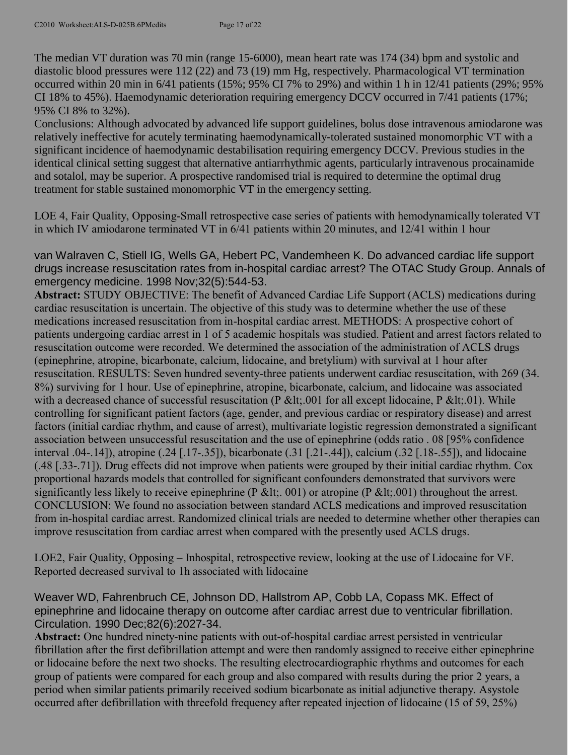The median VT duration was 70 min (range 15-6000), mean heart rate was 174 (34) bpm and systolic and diastolic blood pressures were 112 (22) and 73 (19) mm Hg, respectively. Pharmacological VT termination occurred within 20 min in 6/41 patients (15%; 95% CI 7% to 29%) and within 1 h in 12/41 patients (29%; 95% CI 18% to 45%). Haemodynamic deterioration requiring emergency DCCV occurred in 7/41 patients (17%; 95% CI 8% to 32%).

Conclusions: Although advocated by advanced life support guidelines, bolus dose intravenous amiodarone was relatively ineffective for acutely terminating haemodynamically-tolerated sustained monomorphic VT with a significant incidence of haemodynamic destabilisation requiring emergency DCCV. Previous studies in the identical clinical setting suggest that alternative antiarrhythmic agents, particularly intravenous procainamide and sotalol, may be superior. A prospective randomised trial is required to determine the optimal drug treatment for stable sustained monomorphic VT in the emergency setting.

LOE 4, Fair Quality, Opposing-Small retrospective case series of patients with hemodynamically tolerated VT in which IV amiodarone terminated VT in 6/41 patients within 20 minutes, and 12/41 within 1 hour

van Walraven C, Stiell IG, Wells GA, Hebert PC, Vandemheen K. Do advanced cardiac life support drugs increase resuscitation rates from in-hospital cardiac arrest? The OTAC Study Group. Annals of emergency medicine. 1998 Nov;32(5):544-53.

**Abstract:** STUDY OBJECTIVE: The benefit of Advanced Cardiac Life Support (ACLS) medications during cardiac resuscitation is uncertain. The objective of this study was to determine whether the use of these medications increased resuscitation from in-hospital cardiac arrest. METHODS: A prospective cohort of patients undergoing cardiac arrest in 1 of 5 academic hospitals was studied. Patient and arrest factors related to resuscitation outcome were recorded. We determined the association of the administration of ACLS drugs (epinephrine, atropine, bicarbonate, calcium, lidocaine, and bretylium) with survival at 1 hour after resuscitation. RESULTS: Seven hundred seventy-three patients underwent cardiac resuscitation, with 269 (34. 8%) surviving for 1 hour. Use of epinephrine, atropine, bicarbonate, calcium, and lidocaine was associated with a decreased chance of successful resuscitation (P &lt;.001 for all except lidocaine, P &lt;.01). While controlling for significant patient factors (age, gender, and previous cardiac or respiratory disease) and arrest factors (initial cardiac rhythm, and cause of arrest), multivariate logistic regression demonstrated a significant association between unsuccessful resuscitation and the use of epinephrine (odds ratio . 08 [95% confidence interval .04-.14]), atropine (.24 [.17-.35]), bicarbonate (.31 [.21-.44]), calcium (.32 [.18-.55]), and lidocaine (.48 [.33-.71]). Drug effects did not improve when patients were grouped by their initial cardiac rhythm. Cox proportional hazards models that controlled for significant confounders demonstrated that survivors were significantly less likely to receive epinephrine (P &lt;. 001) or atropine (P &lt;.001) throughout the arrest. CONCLUSION: We found no association between standard ACLS medications and improved resuscitation from in-hospital cardiac arrest. Randomized clinical trials are needed to determine whether other therapies can improve resuscitation from cardiac arrest when compared with the presently used ACLS drugs.

LOE2, Fair Quality, Opposing – Inhospital, retrospective review, looking at the use of Lidocaine for VF. Reported decreased survival to 1h associated with lidocaine

Weaver WD, Fahrenbruch CE, Johnson DD, Hallstrom AP, Cobb LA, Copass MK. Effect of epinephrine and lidocaine therapy on outcome after cardiac arrest due to ventricular fibrillation. Circulation. 1990 Dec;82(6):2027-34.

**Abstract:** One hundred ninety-nine patients with out-of-hospital cardiac arrest persisted in ventricular fibrillation after the first defibrillation attempt and were then randomly assigned to receive either epinephrine or lidocaine before the next two shocks. The resulting electrocardiographic rhythms and outcomes for each group of patients were compared for each group and also compared with results during the prior 2 years, a period when similar patients primarily received sodium bicarbonate as initial adjunctive therapy. Asystole occurred after defibrillation with threefold frequency after repeated injection of lidocaine (15 of 59, 25%)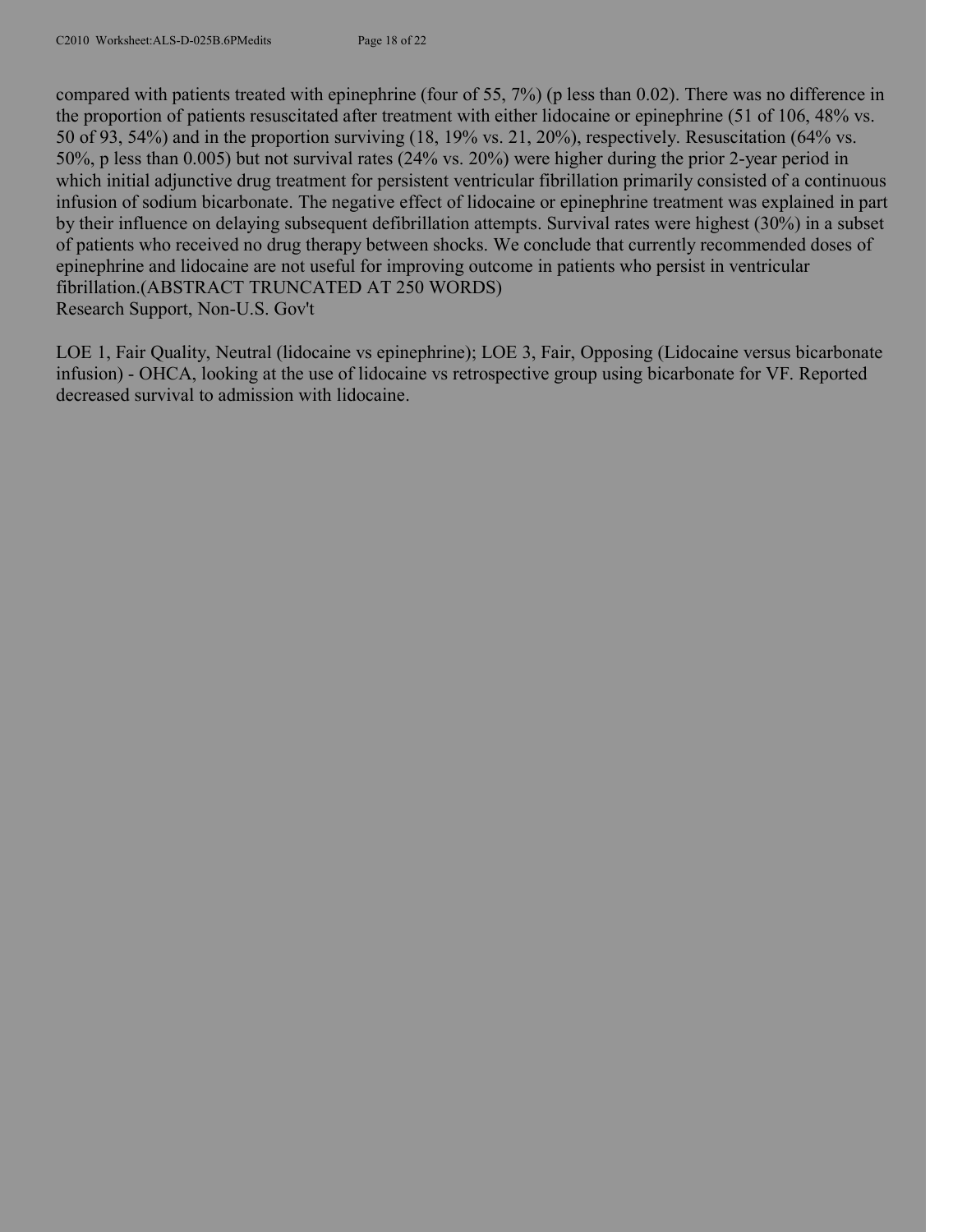compared with patients treated with epinephrine (four of 55, 7%) (p less than 0.02). There was no difference in the proportion of patients resuscitated after treatment with either lidocaine or epinephrine (51 of 106, 48% vs. 50 of 93, 54%) and in the proportion surviving (18, 19% vs. 21, 20%), respectively. Resuscitation (64% vs. 50%, p less than 0.005) but not survival rates (24% vs. 20%) were higher during the prior 2-year period in which initial adjunctive drug treatment for persistent ventricular fibrillation primarily consisted of a continuous infusion of sodium bicarbonate. The negative effect of lidocaine or epinephrine treatment was explained in part by their influence on delaying subsequent defibrillation attempts. Survival rates were highest (30%) in a subset of patients who received no drug therapy between shocks. We conclude that currently recommended doses of epinephrine and lidocaine are not useful for improving outcome in patients who persist in ventricular fibrillation.(ABSTRACT TRUNCATED AT 250 WORDS)
Research Support, Non-U.S. Gov't

LOE 1, Fair Quality, Neutral (lidocaine vs epinephrine); LOE 3, Fair, Opposing (Lidocaine versus bicarbonate infusion) - OHCA, looking at the use of lidocaine vs retrospective group using bicarbonate for VF. Reported decreased survival to admission with lidocaine.